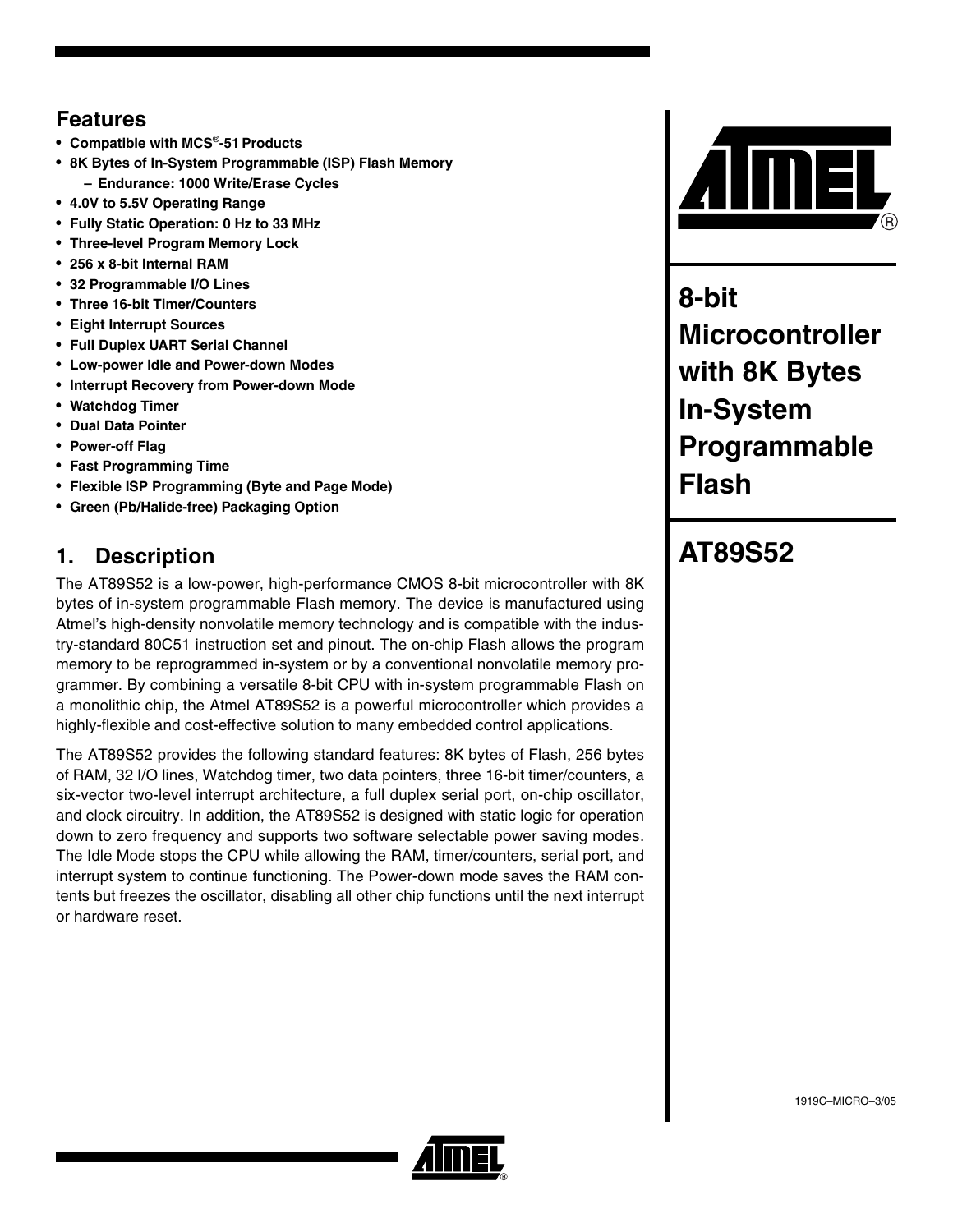## Features

- **Compatible with MCS®-51 Products**
- **8K Bytes of In-System Programmable (ISP) Flash Memory**
  - **Endurance: 1000 Write/Erase Cycles**
- **4.0V to 5.5V Operating Range**
- **Fully Static Operation: 0 Hz to 33 MHz**
- **Three-level Program Memory Lock**
- **256 x 8-bit Internal RAM**
- **32 Programmable I/O Lines**
- **Three 16-bit Timer/Counters**
- **Eight Interrupt Sources**
- **Full Duplex UART Serial Channel**
- **Low-power Idle and Power-down Modes**
- **Interrupt Recovery from Power-down Mode**
- **Watchdog Timer**
- **Dual Data Pointer**
- **Power-off Flag**
- **Fast Programming Time**
- **Flexible ISP Programming (Byte and Page Mode)**
- **Green (Pb/Halide-free) Packaging Option**

# 8-bit Microcontroller with 8K Bytes In-System Programmable Flash

# AT89S52

## 1. Description

The AT89S52 is a low-power, high-performance CMOS 8-bit microcontroller with 8K bytes of in-system programmable Flash memory. The device is manufactured using Atmel's high-density nonvolatile memory technology and is compatible with the industry-standard 80C51 instruction set and pinout. The on-chip Flash allows the program memory to be reprogrammed in-system or by a conventional nonvolatile memory programmer. By combining a versatile 8-bit CPU with in-system programmable Flash on a monolithic chip, the Atmel AT89S52 is a powerful microcontroller which provides a highly-flexible and cost-effective solution to many embedded control applications.

The AT89S52 provides the following standard features: 8K bytes of Flash, 256 bytes of RAM, 32 I/O lines, Watchdog timer, two data pointers, three 16-bit timer/counters, a six-vector two-level interrupt architecture, a full duplex serial port, on-chip oscillator, and clock circuitry. In addition, the AT89S52 is designed with static logic for operation down to zero frequency and supports two software selectable power saving modes. The Idle Mode stops the CPU while allowing the RAM, timer/counters, serial port, and interrupt system to continue functioning. The Power-down mode saves the RAM contents but freezes the oscillator, disabling all other chip functions until the next interrupt or hardware reset.

1919C–MICRO–3/05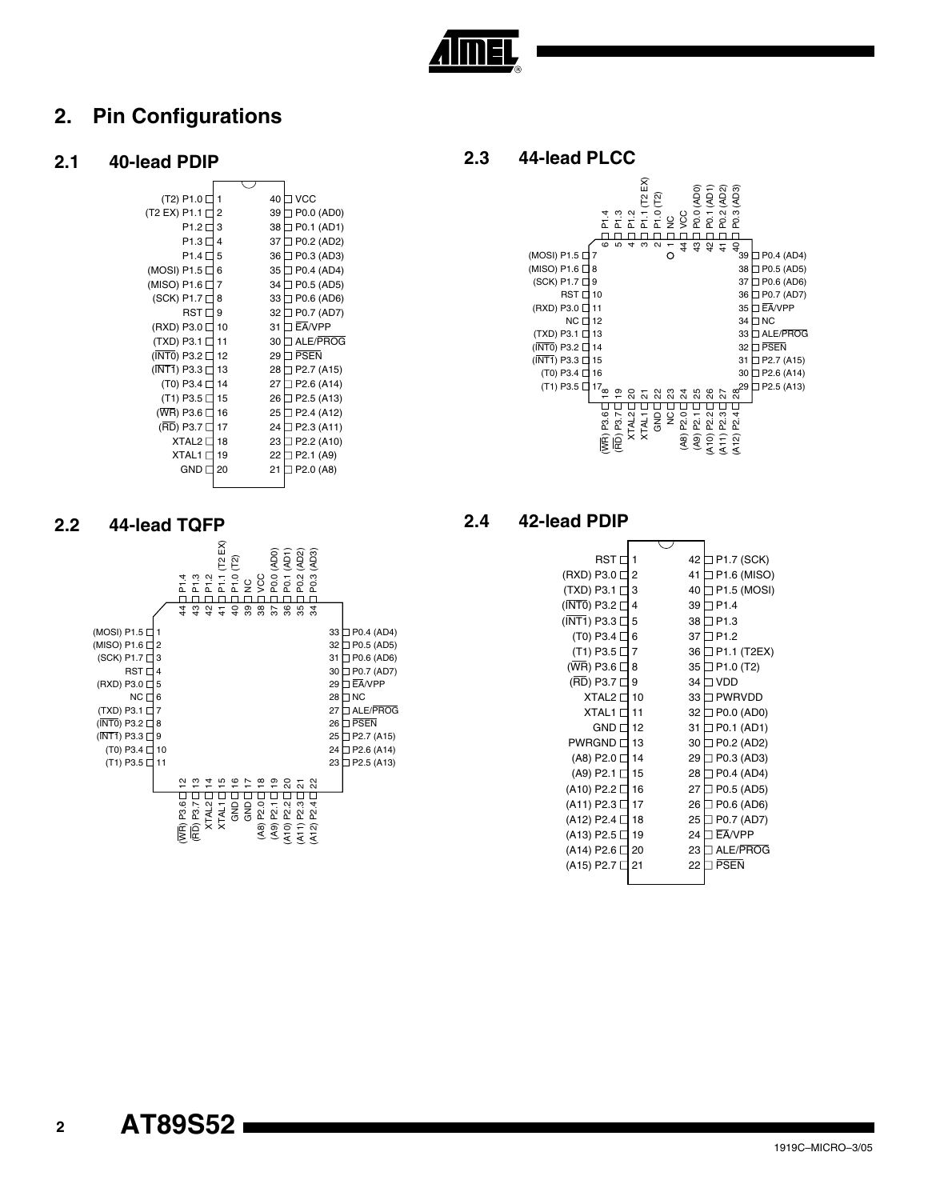# 2. Pin Configurations

## 2.1 40-lead PDIP

| Pin | Function | Pin | Function |
|---|---|---|---|
| 1 | (T2) P1.0 | 40 | VCC |
| 2 | (T2 EX) P1.1 | 39 | P0.0 (AD0) |
| 3 | P1.2 | 38 | P0.1 (AD1) |
| 4 | P1.3 | 37 | P0.2 (AD2) |
| 5 | P1.4 | 36 | P0.3 (AD3) |
| 6 | (MOSI) P1.5 | 35 | P0.4 (AD4) |
| 7 | (MISO) P1.6 | 34 | P0.5 (AD5) |
| 8 | (SCK) P1.7 | 33 | P0.6 (AD6) |
| 9 | RST | 32 | P0.7 (AD7) |
| 10 | (RXD) P3.0 | 31 | $\overline{EA}$/VPP |
| 11 | (TXD) P3.1 | 30 | ALE/$\overline{PROG}$ |
| 12 | ($\overline{INT0}$) P3.2 | 29 | $\overline{PSEN}$ |
| 13 | ($\overline{INT1}$) P3.3 | 28 | P2.7 (A15) |
| 14 | (T0) P3.4 | 27 | P2.6 (A14) |
| 15 | (T1) P3.5 | 26 | P2.5 (A13) |
| 16 | ($\overline{WR}$) P3.6 | 25 | P2.4 (A12) |
| 17 | ($\overline{RD}$) P3.7 | 24 | P2.3 (A11) |
| 18 | XTAL2 | 23 | P2.2 (A10) |
| 19 | XTAL1 | 22 | P2.1 (A9) |
| 20 | GND | 21 | P2.0 (A8) |

## 2.2 44-lead TQFP

| Pin | Function | Pin | Function |
|---|---|---|---|
| 1 | (MOSI) P1.5 | 23 | P2.5 (A13) |
| 2 | (MISO) P1.6 | 24 | P2.6 (A14) |
| 3 | (SCK) P1.7 | 25 | P2.7 (A15) |
| 4 | RST | 26 | $\overline{PSEN}$ |
| 5 | (RXD) P3.0 | 27 | ALE/$\overline{PROG}$ |
| 6 | NC | 28 | NC |
| 7 | (TXD) P3.1 | 29 | $\overline{EA}$/VPP |
| 8 | ($\overline{INT0}$) P3.2 | 30 | P0.7 (AD7) |
| 9 | ($\overline{INT1}$) P3.3 | 31 | P0.6 (AD6) |
| 10 | (T0) P3.4 | 32 | P0.5 (AD5) |
| 11 | (T1) P3.5 | 33 | P0.4 (AD4) |
| 12 | ($\overline{WR}$) P3.6 | 34 | P0.3 (AD3) |
| 13 | ($\overline{RD}$) P3.7 | 35 | P0.2 (AD2) |
| 14 | XTAL2 | 36 | P0.1 (AD1) |
| 15 | XTAL1 | 37 | P0.0 (AD0) |
| 16 | GND | 38 | VCC |
| 17 | GND | 39 | NC |
| 18 | (A8) P2.0 | 40 | P1.0 (T2) |
| 19 | (A9) P2.1 | 41 | P1.1 (T2 EX) |
| 20 | (A10) P2.2 | 42 | P1.2 |
| 21 | (A11) P2.3 | 43 | P1.3 |
| 22 | (A12) P2.4 | 44 | P1.4 |

## 2.3 44-lead PLCC

| Pin | Function | Pin | Function |
|---|---|---|---|
| 1 | NC | 23 | NC |
| 2 | P1.0 (T2) | 24 | (A8) P2.0 |
| 3 | P1.1 (T2 EX) | 25 | (A9) P2.1 |
| 4 | P1.2 | 26 | (A10) P2.2 |
| 5 | P1.3 | 27 | (A11) P2.3 |
| 6 | P1.4 | 28 | (A12) P2.4 |
| 7 | (MOSI) P1.5 | 29 | P2.5 (A13) |
| 8 | (MISO) P1.6 | 30 | P2.6 (A14) |
| 9 | (SCK) P1.7 | 31 | P2.7 (A15) |
| 10 | RST | 32 | $\overline{PSEN}$ |
| 11 | (RXD) P3.0 | 33 | ALE/$\overline{PROG}$ |
| 12 | NC | 34 | NC |
| 13 | (TXD) P3.1 | 35 | $\overline{EA}$/VPP |
| 14 | ($\overline{INT0}$) P3.2 | 36 | P0.7 (AD7) |
| 15 | ($\overline{INT1}$) P3.3 | 37 | P0.6 (AD6) |
| 16 | (T0) P3.4 | 38 | P0.5 (AD5) |
| 17 | (T1) P3.5 | 39 | P0.4 (AD4) |
| 18 | ($\overline{WR}$) P3.6 | 40 | P0.3 (AD3) |
| 19 | ($\overline{RD}$) P3.7 | 41 | P0.2 (AD2) |
| 20 | XTAL2 | 42 | P0.1 (AD1) |
| 21 | XTAL1 | 43 | P0.0 (AD0) |
| 22 | GND | 44 | VCC |

## 2.4 42-lead PDIP

| Pin | Function | Pin | Function |
|---|---|---|---|
| 1 | RST | 42 | P1.7 (SCK) |
| 2 | (RXD) P3.0 | 41 | P1.6 (MISO) |
| 3 | (TXD) P3.1 | 40 | P1.5 (MOSI) |
| 4 | ($\overline{INT0}$) P3.2 | 39 | P1.4 |
| 5 | ($\overline{INT1}$) P3.3 | 38 | P1.3 |
| 6 | (T0) P3.4 | 37 | P1.2 |
| 7 | (T1) P3.5 | 36 | P1.1 (T2EX) |
| 8 | ($\overline{WR}$) P3.6 | 35 | P1.0 (T2) |
| 9 | ($\overline{RD}$) P3.7 | 34 | VDD |
| 10 | XTAL2 | 33 | PWRVDD |
| 11 | XTAL1 | 32 | P0.0 (AD0) |
| 12 | GND | 31 | P0.1 (AD1) |
| 13 | PWRGND | 30 | P0.2 (AD2) |
| 14 | (A8) P2.0 | 29 | P0.3 (AD3) |
| 15 | (A9) P2.1 | 28 | P0.4 (AD4) |
| 16 | (A10) P2.2 | 27 | P0.5 (AD5) |
| 17 | (A11) P2.3 | 26 | P0.6 (AD6) |
| 18 | (A12) P2.4 | 25 | P0.7 (AD7) |
| 19 | (A13) P2.5 | 24 | $\overline{EA}$/VPP |
| 20 | (A14) P2.6 | 23 | ALE/$\overline{PROG}$ |
| 21 | (A15) P2.7 | 22 | $\overline{PSEN}$ |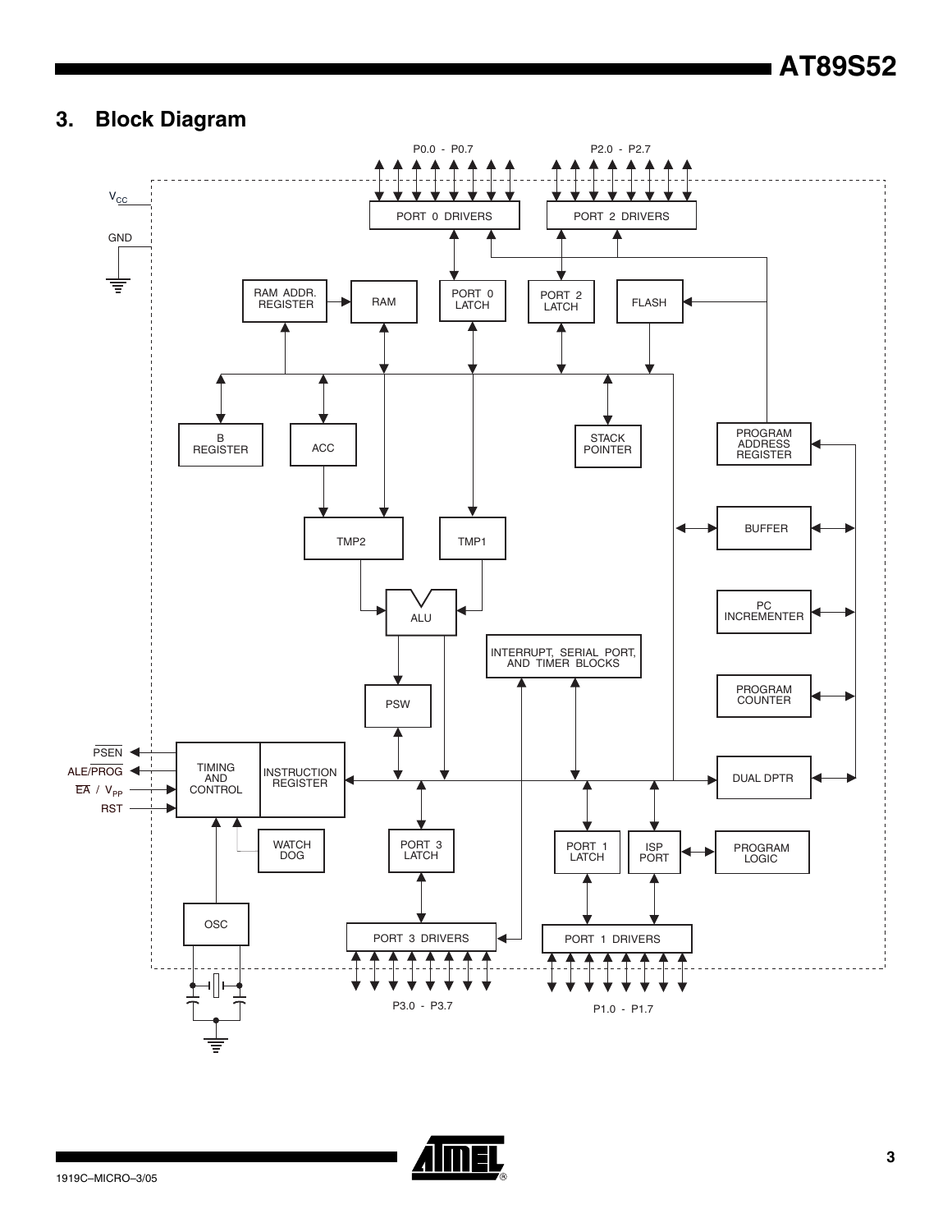## 3. Block Diagram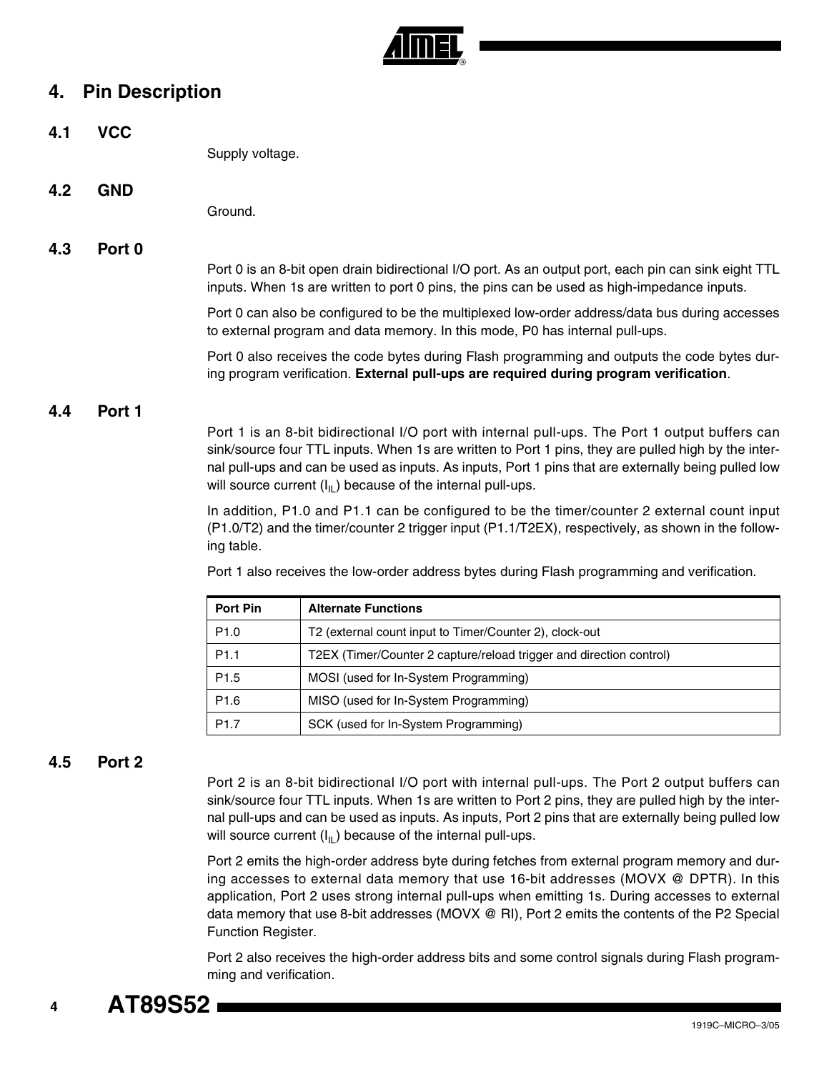# 4. Pin Description

## 4.1 VCC

Supply voltage.

## 4.2 GND

Ground.

## 4.3 Port 0

Port 0 is an 8-bit open drain bidirectional I/O port. As an output port, each pin can sink eight TTL inputs. When 1s are written to port 0 pins, the pins can be used as high-impedance inputs.

Port 0 can also be configured to be the multiplexed low-order address/data bus during accesses to external program and data memory. In this mode, P0 has internal pull-ups.

Port 0 also receives the code bytes during Flash programming and outputs the code bytes during program verification. **External pull-ups are required during program verification**.

## 4.4 Port 1

Port 1 is an 8-bit bidirectional I/O port with internal pull-ups. The Port 1 output buffers can sink/source four TTL inputs. When 1s are written to Port 1 pins, they are pulled high by the internal pull-ups and can be used as inputs. As inputs, Port 1 pins that are externally being pulled low will source current ($I_{IL}$) because of the internal pull-ups.

In addition, P1.0 and P1.1 can be configured to be the timer/counter 2 external count input (P1.0/T2) and the timer/counter 2 trigger input (P1.1/T2EX), respectively, as shown in the following table.

Port 1 also receives the low-order address bytes during Flash programming and verification.

| Port Pin | Alternate Functions |
| --- | --- |
| P1.0 | T2 (external count input to Timer/Counter 2), clock-out |
| P1.1 | T2EX (Timer/Counter 2 capture/reload trigger and direction control) |
| P1.5 | MOSI (used for In-System Programming) |
| P1.6 | MISO (used for In-System Programming) |
| P1.7 | SCK (used for In-System Programming) |

## 4.5 Port 2

Port 2 is an 8-bit bidirectional I/O port with internal pull-ups. The Port 2 output buffers can sink/source four TTL inputs. When 1s are written to Port 2 pins, they are pulled high by the internal pull-ups and can be used as inputs. As inputs, Port 2 pins that are externally being pulled low will source current ($I_{IL}$) because of the internal pull-ups.

Port 2 emits the high-order address byte during fetches from external program memory and during accesses to external data memory that use 16-bit addresses (MOVX @ DPTR). In this application, Port 2 uses strong internal pull-ups when emitting 1s. During accesses to external data memory that use 8-bit addresses (MOVX @ RI), Port 2 emits the contents of the P2 Special Function Register.

Port 2 also receives the high-order address bits and some control signals during Flash programming and verification.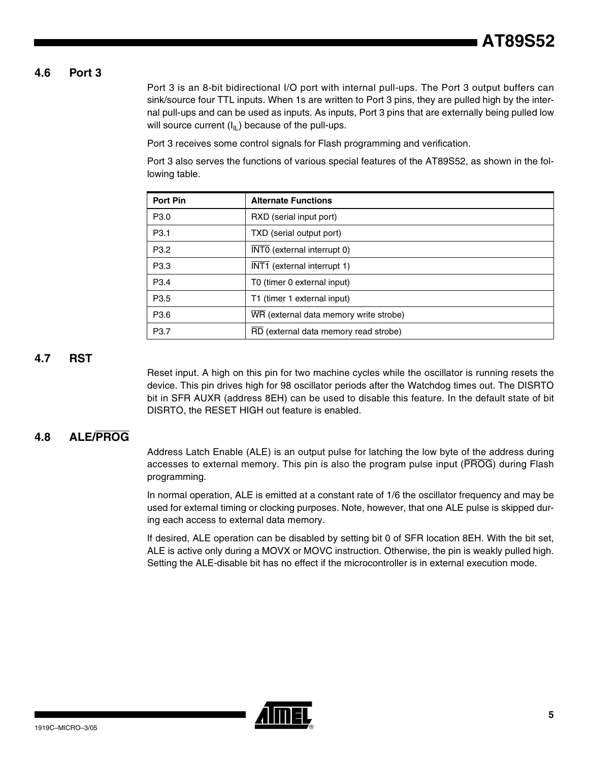## 4.6 Port 3

Port 3 is an 8-bit bidirectional I/O port with internal pull-ups. The Port 3 output buffers can sink/source four TTL inputs. When 1s are written to Port 3 pins, they are pulled high by the internal pull-ups and can be used as inputs. As inputs, Port 3 pins that are externally being pulled low will source current ($I_{IL}$) because of the pull-ups.

Port 3 receives some control signals for Flash programming and verification.

Port 3 also serves the functions of various special features of the AT89S52, as shown in the following table.

| Port Pin | Alternate Functions |
|---|---|
| P3.0 | RXD (serial input port) |
| P3.1 | TXD (serial output port) |
| P3.2 | $\overline{\text{INT0}}$ (external interrupt 0) |
| P3.3 | $\overline{\text{INT1}}$ (external interrupt 1) |
| P3.4 | T0 (timer 0 external input) |
| P3.5 | T1 (timer 1 external input) |
| P3.6 | $\overline{\text{WR}}$ (external data memory write strobe) |
| P3.7 | $\overline{\text{RD}}$ (external data memory read strobe) |

## 4.7 RST

Reset input. A high on this pin for two machine cycles while the oscillator is running resets the device. This pin drives high for 98 oscillator periods after the Watchdog times out. The DISRTO bit in SFR AUXR (address 8EH) can be used to disable this feature. In the default state of bit DISRTO, the RESET HIGH out feature is enabled.

## 4.8 ALE/$\overline{\text{PROG}}$

Address Latch Enable (ALE) is an output pulse for latching the low byte of the address during accesses to external memory. This pin is also the program pulse input ($\overline{\text{PROG}}$) during Flash programming.

In normal operation, ALE is emitted at a constant rate of 1/6 the oscillator frequency and may be used for external timing or clocking purposes. Note, however, that one ALE pulse is skipped during each access to external data memory.

If desired, ALE operation can be disabled by setting bit 0 of SFR location 8EH. With the bit set, ALE is active only during a MOVX or MOVC instruction. Otherwise, the pin is weakly pulled high. Setting the ALE-disable bit has no effect if the microcontroller is in external execution mode.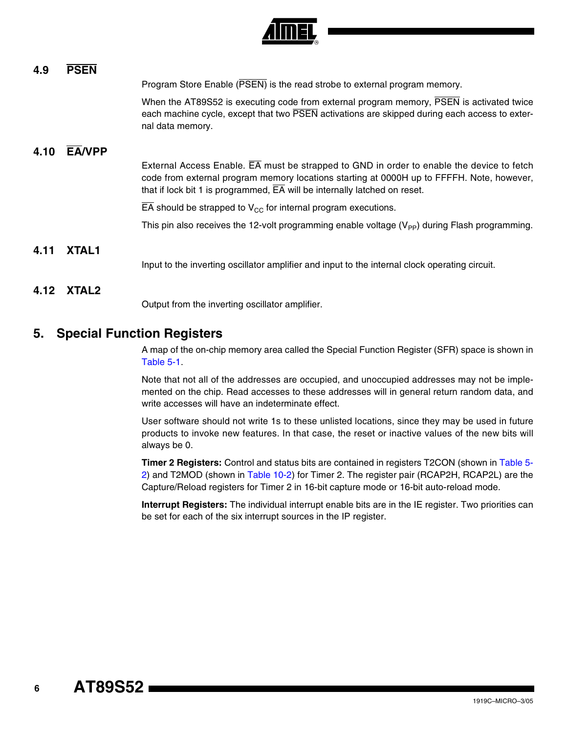### 4.9 PSEN

Program Store Enable (PSEN) is the read strobe to external program memory.

When the AT89S52 is executing code from external program memory, PSEN is activated twice each machine cycle, except that two PSEN activations are skipped during each access to external data memory.

### 4.10 EA/VPP

External Access Enable. EA must be strapped to GND in order to enable the device to fetch code from external program memory locations starting at 0000H up to FFFFH. Note, however, that if lock bit 1 is programmed, EA will be internally latched on reset.

EA should be strapped to $V_{CC}$ for internal program executions.

This pin also receives the 12-volt programming enable voltage ($V_{PP}$) during Flash programming.

### 4.11 XTAL1

Input to the inverting oscillator amplifier and input to the internal clock operating circuit.

### 4.12 XTAL2

Output from the inverting oscillator amplifier.

## 5. Special Function Registers

A map of the on-chip memory area called the Special Function Register (SFR) space is shown in Table 5-1.

Note that not all of the addresses are occupied, and unoccupied addresses may not be implemented on the chip. Read accesses to these addresses will in general return random data, and write accesses will have an indeterminate effect.

User software should not write 1s to these unlisted locations, since they may be used in future products to invoke new features. In that case, the reset or inactive values of the new bits will always be 0.

**Timer 2 Registers:** Control and status bits are contained in registers T2CON (shown in Table 5-2) and T2MOD (shown in Table 10-2) for Timer 2. The register pair (RCAP2H, RCAP2L) are the Capture/Reload registers for Timer 2 in 16-bit capture mode or 16-bit auto-reload mode.

**Interrupt Registers:** The individual interrupt enable bits are in the IE register. Two priorities can be set for each of the six interrupt sources in the IP register.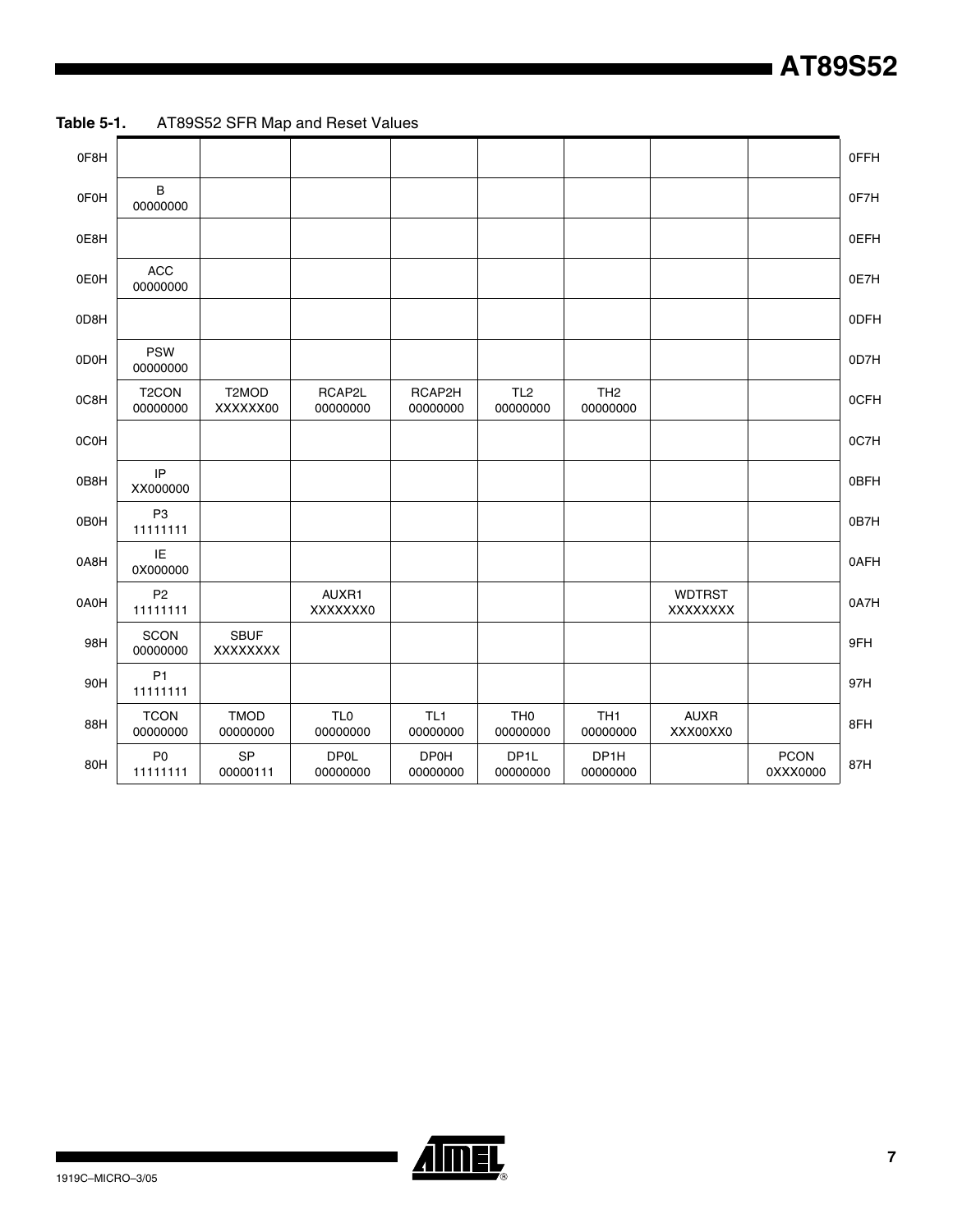**Table 5-1.** AT89S52 SFR Map and Reset Values

| | | | | | | | | | |
|---|---|---|---|---|---|---|---|---|---|
| 0F8H | | | | | | | | | 0FFH |
| 0F0H | B<br>00000000 | | | | | | | | 0F7H |
| 0E8H | | | | | | | | | 0EFH |
| 0E0H | ACC<br>00000000 | | | | | | | | 0E7H |
| 0D8H | | | | | | | | | 0DFH |
| 0D0H | PSW<br>00000000 | | | | | | | | 0D7H |
| 0C8H | T2CON<br>00000000 | T2MOD<br>XXXXXX00 | RCAP2L<br>00000000 | RCAP2H<br>00000000 | TL2<br>00000000 | TH2<br>00000000 | | | 0CFH |
| 0C0H | | | | | | | | | 0C7H |
| 0B8H | IP<br>XX000000 | | | | | | | | 0BFH |
| 0B0H | P3<br>11111111 | | | | | | | | 0B7H |
| 0A8H | IE<br>0X000000 | | | | | | | | 0AFH |
| 0A0H | P2<br>11111111 | | AUXR1<br>XXXXXXX0 | | | | WDTRST<br>XXXXXXXX | | 0A7H |
| 98H | SCON<br>00000000 | SBUF<br>XXXXXXXX | | | | | | | 9FH |
| 90H | P1<br>11111111 | | | | | | | | 97H |
| 88H | TCON<br>00000000 | TMOD<br>00000000 | TL0<br>00000000 | TL1<br>00000000 | TH0<br>00000000 | TH1<br>00000000 | AUXR<br>XXX00XX0 | | 8FH |
| 80H | P0<br>11111111 | SP<br>00000111 | DP0L<br>00000000 | DP0H<br>00000000 | DP1L<br>00000000 | DP1H<br>00000000 | | PCON<br>0XXX0000 | 87H |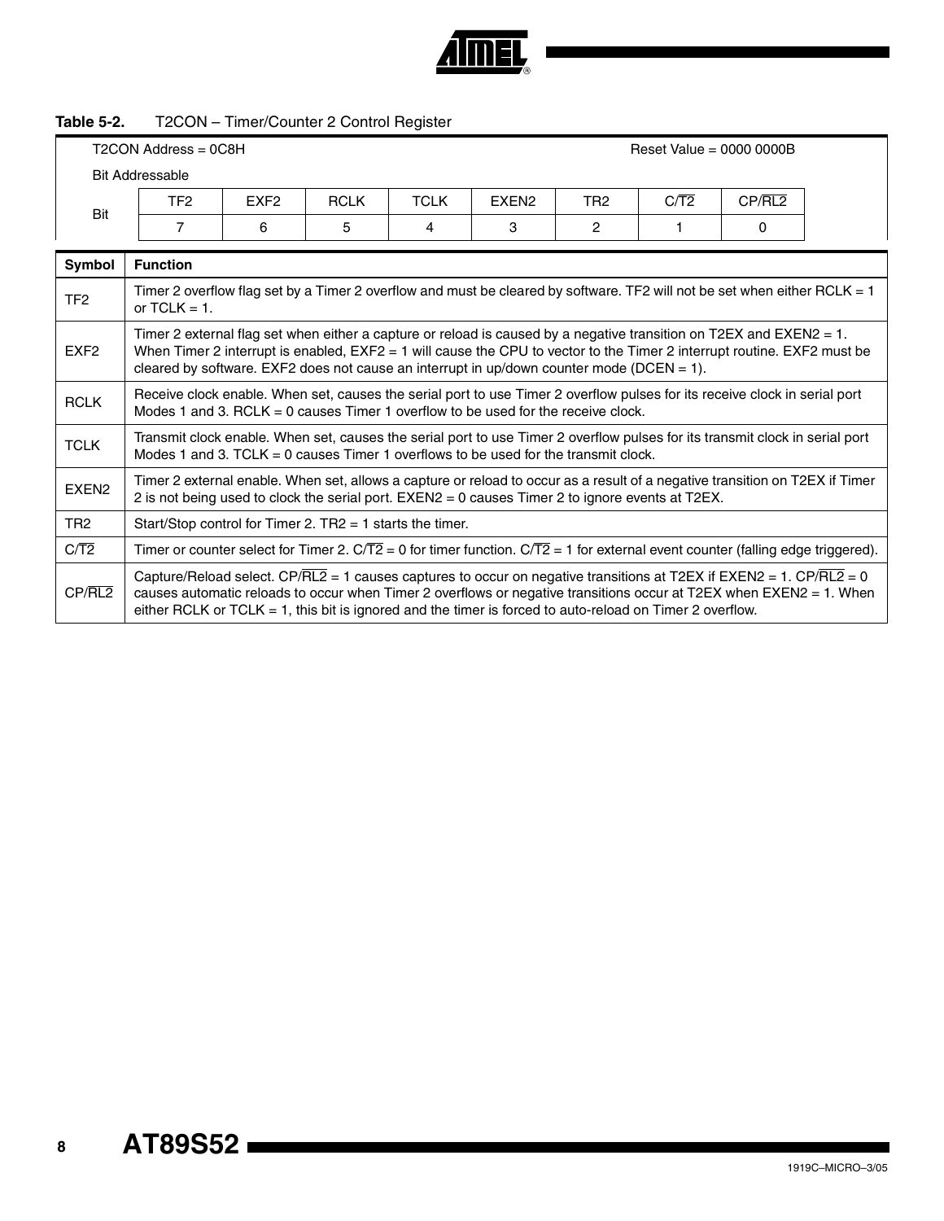**Table 5-2.** T2CON – Timer/Counter 2 Control Register

T2CON Address = 0C8H Reset Value = 0000 0000B

Bit Addressable

| Bit | TF2 | EXF2 | RCLK | TCLK | EXEN2 | TR2 | C/$\overline{T2}$ | CP/$\overline{RL2}$ |
|---|---|---|---|---|---|---|---|---|
| | 7 | 6 | 5 | 4 | 3 | 2 | 1 | 0 |

| Symbol | Function |
|---|---|
| TF2 | Timer 2 overflow flag set by a Timer 2 overflow and must be cleared by software. TF2 will not be set when either RCLK = 1 or TCLK = 1. |
| EXF2 | Timer 2 external flag set when either a capture or reload is caused by a negative transition on T2EX and EXEN2 = 1. When Timer 2 interrupt is enabled, EXF2 = 1 will cause the CPU to vector to the Timer 2 interrupt routine. EXF2 must be cleared by software. EXF2 does not cause an interrupt in up/down counter mode (DCEN = 1). |
| RCLK | Receive clock enable. When set, causes the serial port to use Timer 2 overflow pulses for its receive clock in serial port Modes 1 and 3. RCLK = 0 causes Timer 1 overflow to be used for the receive clock. |
| TCLK | Transmit clock enable. When set, causes the serial port to use Timer 2 overflow pulses for its transmit clock in serial port Modes 1 and 3. TCLK = 0 causes Timer 1 overflows to be used for the transmit clock. |
| EXEN2 | Timer 2 external enable. When set, allows a capture or reload to occur as a result of a negative transition on T2EX if Timer 2 is not being used to clock the serial port. EXEN2 = 0 causes Timer 2 to ignore events at T2EX. |
| TR2 | Start/Stop control for Timer 2. TR2 = 1 starts the timer. |
| C/$\overline{T2}$ | Timer or counter select for Timer 2. C/$\overline{T2}$ = 0 for timer function. C/$\overline{T2}$ = 1 for external event counter (falling edge triggered). |
| CP/$\overline{RL2}$ | Capture/Reload select. CP/$\overline{RL2}$ = 1 causes captures to occur on negative transitions at T2EX if EXEN2 = 1. CP/$\overline{RL2}$ = 0 causes automatic reloads to occur when Timer 2 overflows or negative transitions occur at T2EX when EXEN2 = 1. When either RCLK or TCLK = 1, this bit is ignored and the timer is forced to auto-reload on Timer 2 overflow. |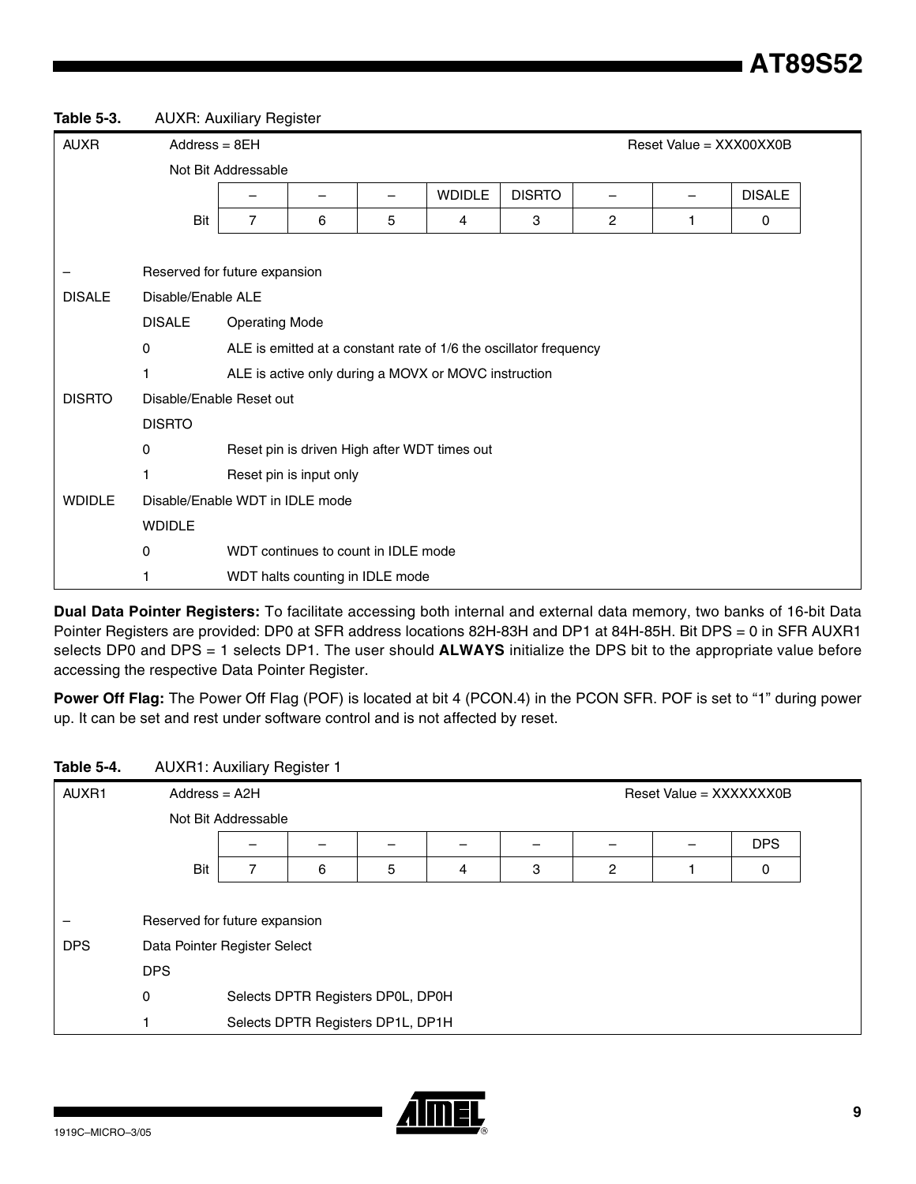**Table 5-3.** AUXR: Auxiliary Register

| AUXR | Address = 8EH | | | | | | | Reset Value = XXX00XX0B |
|---|---|---|---|---|---|---|---|---|
| | Not Bit Addressable | | | | | | | |
| | – | – | – | WDIDLE | DISRTO | – | – | DISALE |
| Bit | 7 | 6 | 5 | 4 | 3 | 2 | 1 | 0 |

| | | |
|---|---|---|
| – | Reserved for future expansion | |
| DISALE | Disable/Enable ALE | |
| | DISALE | Operating Mode |
| | 0 | ALE is emitted at a constant rate of 1/6 the oscillator frequency |
| | 1 | ALE is active only during a MOVX or MOVC instruction |
| DISRTO | Disable/Enable Reset out | |
| | DISRTO | |
| | 0 | Reset pin is driven High after WDT times out |
| | 1 | Reset pin is input only |
| WDIDLE | Disable/Enable WDT in IDLE mode | |
| | WDIDLE | |
| | 0 | WDT continues to count in IDLE mode |
| | 1 | WDT halts counting in IDLE mode |

**Dual Data Pointer Registers:** To facilitate accessing both internal and external data memory, two banks of 16-bit Data Pointer Registers are provided: DP0 at SFR address locations 82H-83H and DP1 at 84H-85H. Bit DPS = 0 in SFR AUXR1 selects DP0 and DPS = 1 selects DP1. The user should **ALWAYS** initialize the DPS bit to the appropriate value before accessing the respective Data Pointer Register.

**Power Off Flag:** The Power Off Flag (POF) is located at bit 4 (PCON.4) in the PCON SFR. POF is set to "1" during power up. It can be set and rest under software control and is not affected by reset.

**Table 5-4.** AUXR1: Auxiliary Register 1

| AUXR1 | Address = A2H | | | | | | | Reset Value = XXXXXXX0B |
|---|---|---|---|---|---|---|---|---|
| | Not Bit Addressable | | | | | | | |
| | – | – | – | – | – | – | – | DPS |
| Bit | 7 | 6 | 5 | 4 | 3 | 2 | 1 | 0 |

| | | |
|---|---|---|
| – | Reserved for future expansion | |
| DPS | Data Pointer Register Select | |
| | DPS | |
| | 0 | Selects DPTR Registers DP0L, DP0H |
| | 1 | Selects DPTR Registers DP1L, DP1H |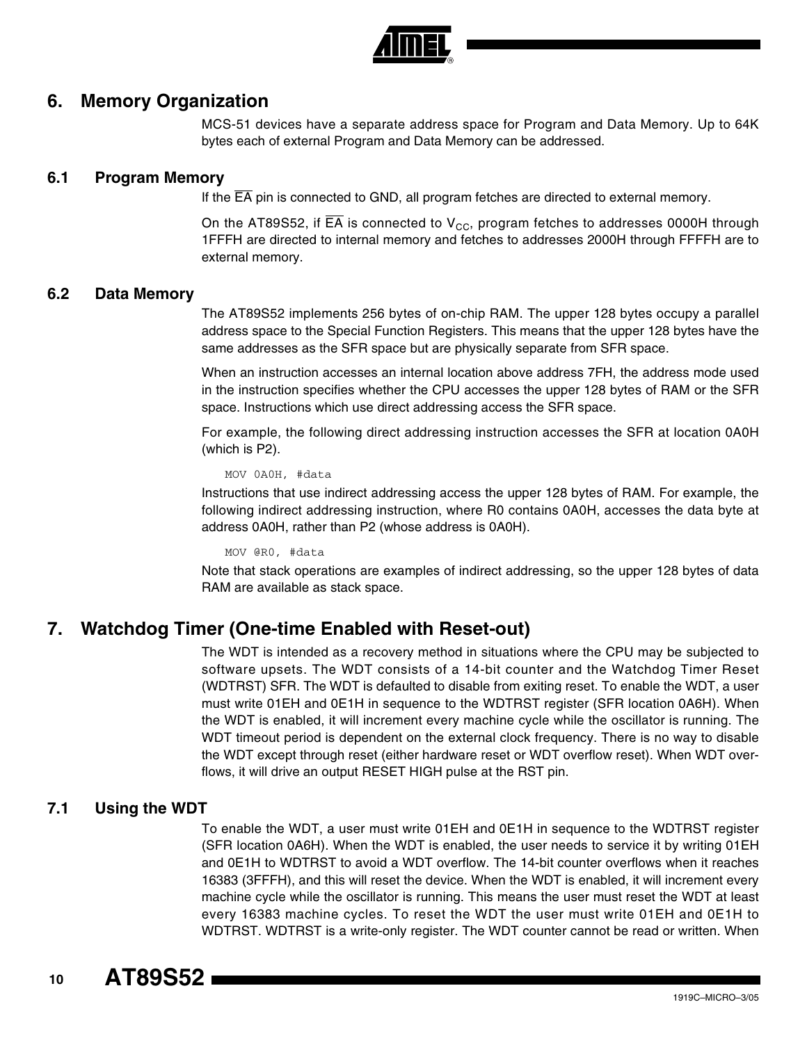# 6. Memory Organization

MCS-51 devices have a separate address space for Program and Data Memory. Up to 64K bytes each of external Program and Data Memory can be addressed.

## 6.1 Program Memory

If the $\overline{EA}$ pin is connected to GND, all program fetches are directed to external memory.

On the AT89S52, if $\overline{EA}$ is connected to $V_{CC}$, program fetches to addresses 0000H through 1FFFH are directed to internal memory and fetches to addresses 2000H through FFFFH are to external memory.

## 6.2 Data Memory

The AT89S52 implements 256 bytes of on-chip RAM. The upper 128 bytes occupy a parallel address space to the Special Function Registers. This means that the upper 128 bytes have the same addresses as the SFR space but are physically separate from SFR space.

When an instruction accesses an internal location above address 7FH, the address mode used in the instruction specifies whether the CPU accesses the upper 128 bytes of RAM or the SFR space. Instructions which use direct addressing access the SFR space.

For example, the following direct addressing instruction accesses the SFR at location 0A0H (which is P2).

```
MOV 0A0H, #data
```

Instructions that use indirect addressing access the upper 128 bytes of RAM. For example, the following indirect addressing instruction, where R0 contains 0A0H, accesses the data byte at address 0A0H, rather than P2 (whose address is 0A0H).

```
MOV @R0, #data
```

Note that stack operations are examples of indirect addressing, so the upper 128 bytes of data RAM are available as stack space.

# 7. Watchdog Timer (One-time Enabled with Reset-out)

The WDT is intended as a recovery method in situations where the CPU may be subjected to software upsets. The WDT consists of a 14-bit counter and the Watchdog Timer Reset (WDTRST) SFR. The WDT is defaulted to disable from exiting reset. To enable the WDT, a user must write 01EH and 0E1H in sequence to the WDTRST register (SFR location 0A6H). When the WDT is enabled, it will increment every machine cycle while the oscillator is running. The WDT timeout period is dependent on the external clock frequency. There is no way to disable the WDT except through reset (either hardware reset or WDT overflow reset). When WDT overflows, it will drive an output RESET HIGH pulse at the RST pin.

## 7.1 Using the WDT

To enable the WDT, a user must write 01EH and 0E1H in sequence to the WDTRST register (SFR location 0A6H). When the WDT is enabled, the user needs to service it by writing 01EH and 0E1H to WDTRST to avoid a WDT overflow. The 14-bit counter overflows when it reaches 16383 (3FFFH), and this will reset the device. When the WDT is enabled, it will increment every machine cycle while the oscillator is running. This means the user must reset the WDT at least every 16383 machine cycles. To reset the WDT the user must write 01EH and 0E1H to WDTRST. WDTRST is a write-only register. The WDT counter cannot be read or written. When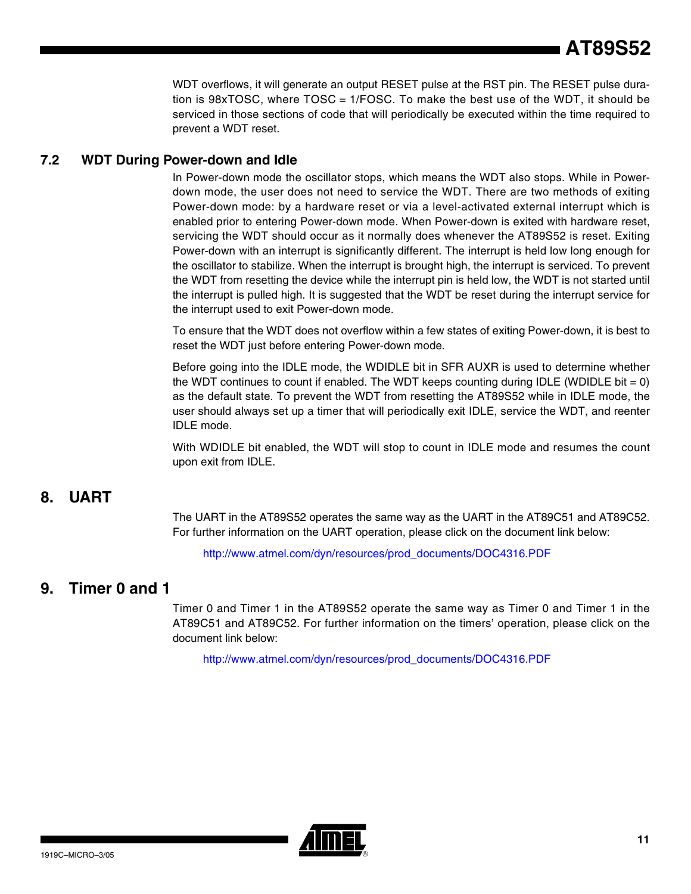WDT overflows, it will generate an output RESET pulse at the RST pin. The RESET pulse duration is 98xTOSC, where TOSC = 1/FOSC. To make the best use of the WDT, it should be serviced in those sections of code that will periodically be executed within the time required to prevent a WDT reset.

### 7.2 WDT During Power-down and Idle

In Power-down mode the oscillator stops, which means the WDT also stops. While in Power-down mode, the user does not need to service the WDT. There are two methods of exiting Power-down mode: by a hardware reset or via a level-activated external interrupt which is enabled prior to entering Power-down mode. When Power-down is exited with hardware reset, servicing the WDT should occur as it normally does whenever the AT89S52 is reset. Exiting Power-down with an interrupt is significantly different. The interrupt is held low long enough for the oscillator to stabilize. When the interrupt is brought high, the interrupt is serviced. To prevent the WDT from resetting the device while the interrupt pin is held low, the WDT is not started until the interrupt is pulled high. It is suggested that the WDT be reset during the interrupt service for the interrupt used to exit Power-down mode.

To ensure that the WDT does not overflow within a few states of exiting Power-down, it is best to reset the WDT just before entering Power-down mode.

Before going into the IDLE mode, the WDIDLE bit in SFR AUXR is used to determine whether the WDT continues to count if enabled. The WDT keeps counting during IDLE (WDIDLE bit = 0) as the default state. To prevent the WDT from resetting the AT89S52 while in IDLE mode, the user should always set up a timer that will periodically exit IDLE, service the WDT, and reenter IDLE mode.

With WDIDLE bit enabled, the WDT will stop to count in IDLE mode and resumes the count upon exit from IDLE.

## 8. UART

The UART in the AT89S52 operates the same way as the UART in the AT89C51 and AT89C52. For further information on the UART operation, please click on the document link below:

http://www.atmel.com/dyn/resources/prod_documents/DOC4316.PDF

## 9. Timer 0 and 1

Timer 0 and Timer 1 in the AT89S52 operate the same way as Timer 0 and Timer 1 in the AT89C51 and AT89C52. For further information on the timers' operation, please click on the document link below:

http://www.atmel.com/dyn/resources/prod_documents/DOC4316.PDF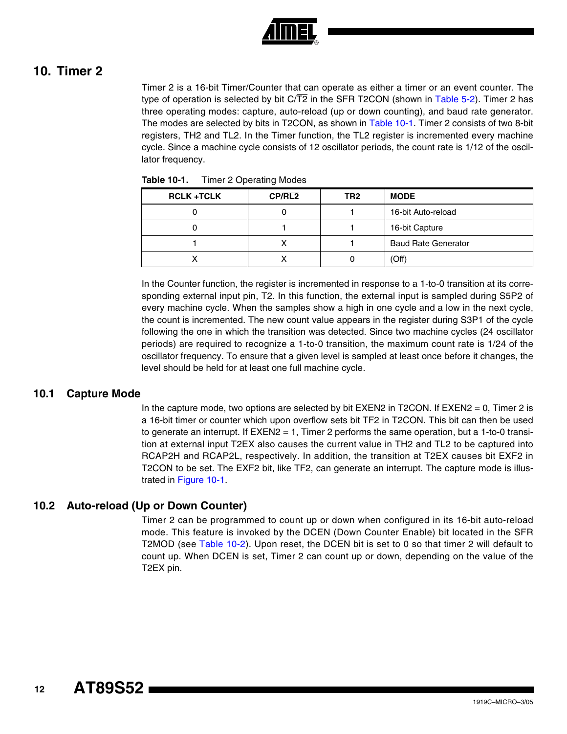# 10. Timer 2

Timer 2 is a 16-bit Timer/Counter that can operate as either a timer or an event counter. The type of operation is selected by bit C/$\overline{\text{T2}}$ in the SFR T2CON (shown in Table 5-2). Timer 2 has three operating modes: capture, auto-reload (up or down counting), and baud rate generator. The modes are selected by bits in T2CON, as shown in Table 10-1. Timer 2 consists of two 8-bit registers, TH2 and TL2. In the Timer function, the TL2 register is incremented every machine cycle. Since a machine cycle consists of 12 oscillator periods, the count rate is 1/12 of the oscillator frequency.

**Table 10-1.** Timer 2 Operating Modes

| RCLK +TCLK | CP/$\overline{\text{RL2}}$ | TR2 | MODE |
|---|---|---|---|
| 0 | 0 | 1 | 16-bit Auto-reload |
| 0 | 1 | 1 | 16-bit Capture |
| 1 | X | 1 | Baud Rate Generator |
| X | X | 0 | (Off) |

In the Counter function, the register is incremented in response to a 1-to-0 transition at its corresponding external input pin, T2. In this function, the external input is sampled during S5P2 of every machine cycle. When the samples show a high in one cycle and a low in the next cycle, the count is incremented. The new count value appears in the register during S3P1 of the cycle following the one in which the transition was detected. Since two machine cycles (24 oscillator periods) are required to recognize a 1-to-0 transition, the maximum count rate is 1/24 of the oscillator frequency. To ensure that a given level is sampled at least once before it changes, the level should be held for at least one full machine cycle.

## 10.1 Capture Mode

In the capture mode, two options are selected by bit EXEN2 in T2CON. If EXEN2 = 0, Timer 2 is a 16-bit timer or counter which upon overflow sets bit TF2 in T2CON. This bit can then be used to generate an interrupt. If EXEN2 = 1, Timer 2 performs the same operation, but a 1-to-0 transition at external input T2EX also causes the current value in TH2 and TL2 to be captured into RCAP2H and RCAP2L, respectively. In addition, the transition at T2EX causes bit EXF2 in T2CON to be set. The EXF2 bit, like TF2, can generate an interrupt. The capture mode is illustrated in Figure 10-1.

## 10.2 Auto-reload (Up or Down Counter)

Timer 2 can be programmed to count up or down when configured in its 16-bit auto-reload mode. This feature is invoked by the DCEN (Down Counter Enable) bit located in the SFR T2MOD (see Table 10-2). Upon reset, the DCEN bit is set to 0 so that timer 2 will default to count up. When DCEN is set, Timer 2 can count up or down, depending on the value of the T2EX pin.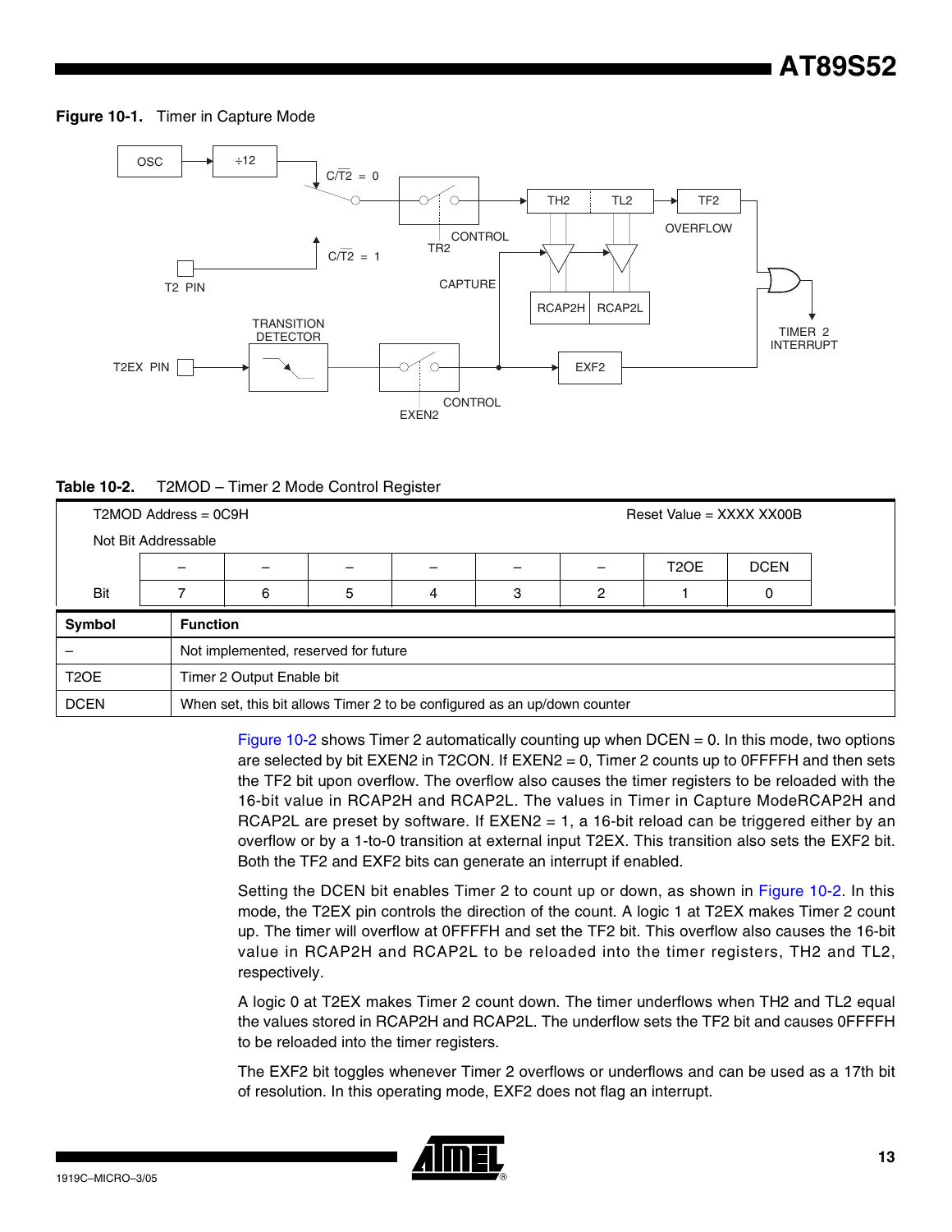**Figure 10-1.** Timer in Capture Mode

**Table 10-2.** T2MOD – Timer 2 Mode Control Register

| T2MOD Address = 0C9H | | | | | | | | Reset Value = XXXX XX00B |
|---|---|---|---|---|---|---|---|---|
| Not Bit Addressable | | | | | | | | |
| | – | – | – | – | – | – | T2OE | DCEN |
| Bit | 7 | 6 | 5 | 4 | 3 | 2 | 1 | 0 |

| Symbol | Function |
|---|---|
| – | Not implemented, reserved for future |
| T2OE | Timer 2 Output Enable bit |
| DCEN | When set, this bit allows Timer 2 to be configured as an up/down counter |

Figure 10-2 shows Timer 2 automatically counting up when DCEN = 0. In this mode, two options are selected by bit EXEN2 in T2CON. If EXEN2 = 0, Timer 2 counts up to 0FFFFH and then sets the TF2 bit upon overflow. The overflow also causes the timer registers to be reloaded with the 16-bit value in RCAP2H and RCAP2L. The values in Timer in Capture ModeRCAP2H and RCAP2L are preset by software. If EXEN2 = 1, a 16-bit reload can be triggered either by an overflow or by a 1-to-0 transition at external input T2EX. This transition also sets the EXF2 bit. Both the TF2 and EXF2 bits can generate an interrupt if enabled.

Setting the DCEN bit enables Timer 2 to count up or down, as shown in Figure 10-2. In this mode, the T2EX pin controls the direction of the count. A logic 1 at T2EX makes Timer 2 count up. The timer will overflow at 0FFFFH and set the TF2 bit. This overflow also causes the 16-bit value in RCAP2H and RCAP2L to be reloaded into the timer registers, TH2 and TL2, respectively.

A logic 0 at T2EX makes Timer 2 count down. The timer underflows when TH2 and TL2 equal the values stored in RCAP2H and RCAP2L. The underflow sets the TF2 bit and causes 0FFFFH to be reloaded into the timer registers.

The EXF2 bit toggles whenever Timer 2 overflows or underflows and can be used as a 17th bit of resolution. In this operating mode, EXF2 does not flag an interrupt.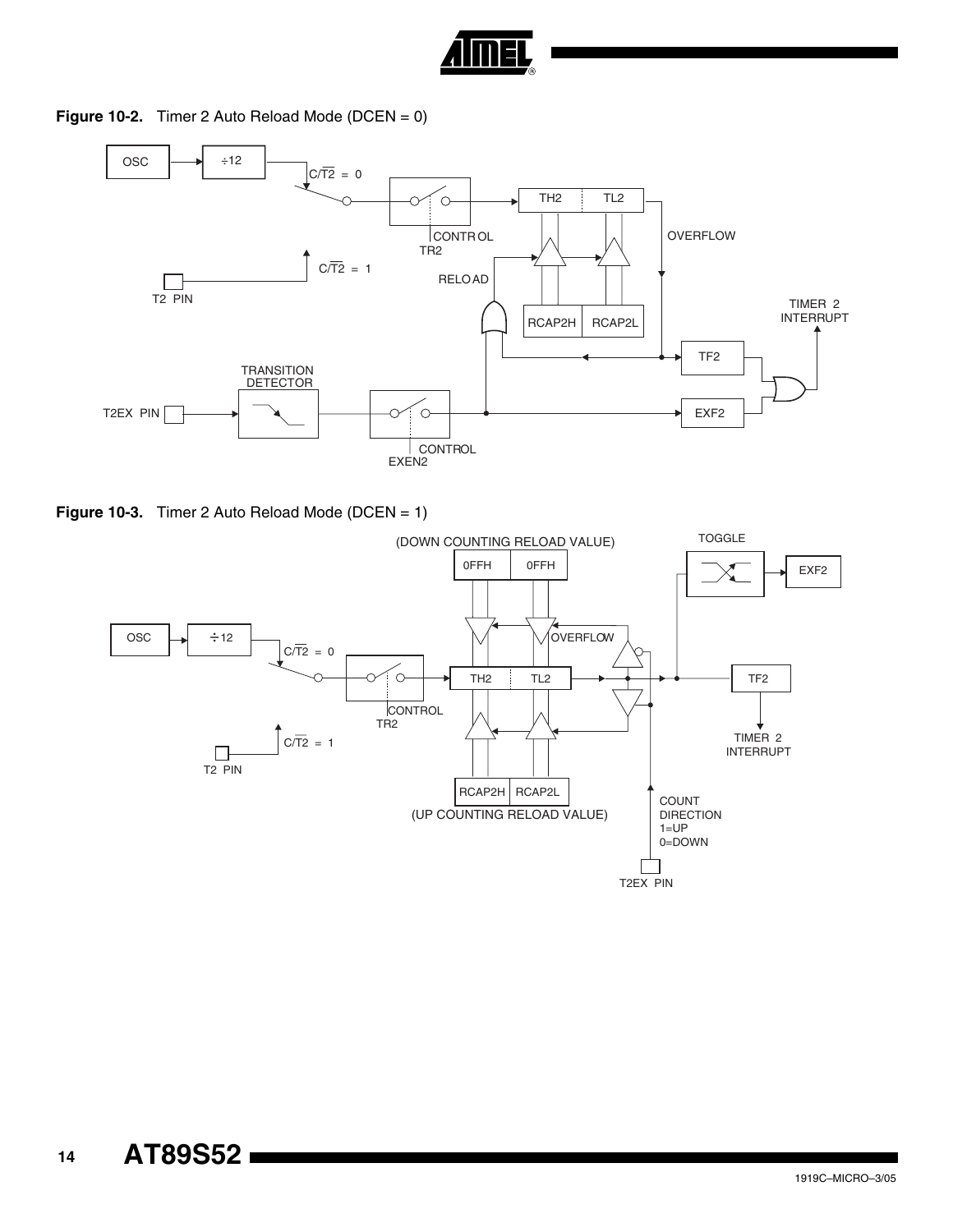**Figure 10-2.** Timer 2 Auto Reload Mode (DCEN = 0)

**Figure 10-3.** Timer 2 Auto Reload Mode (DCEN = 1)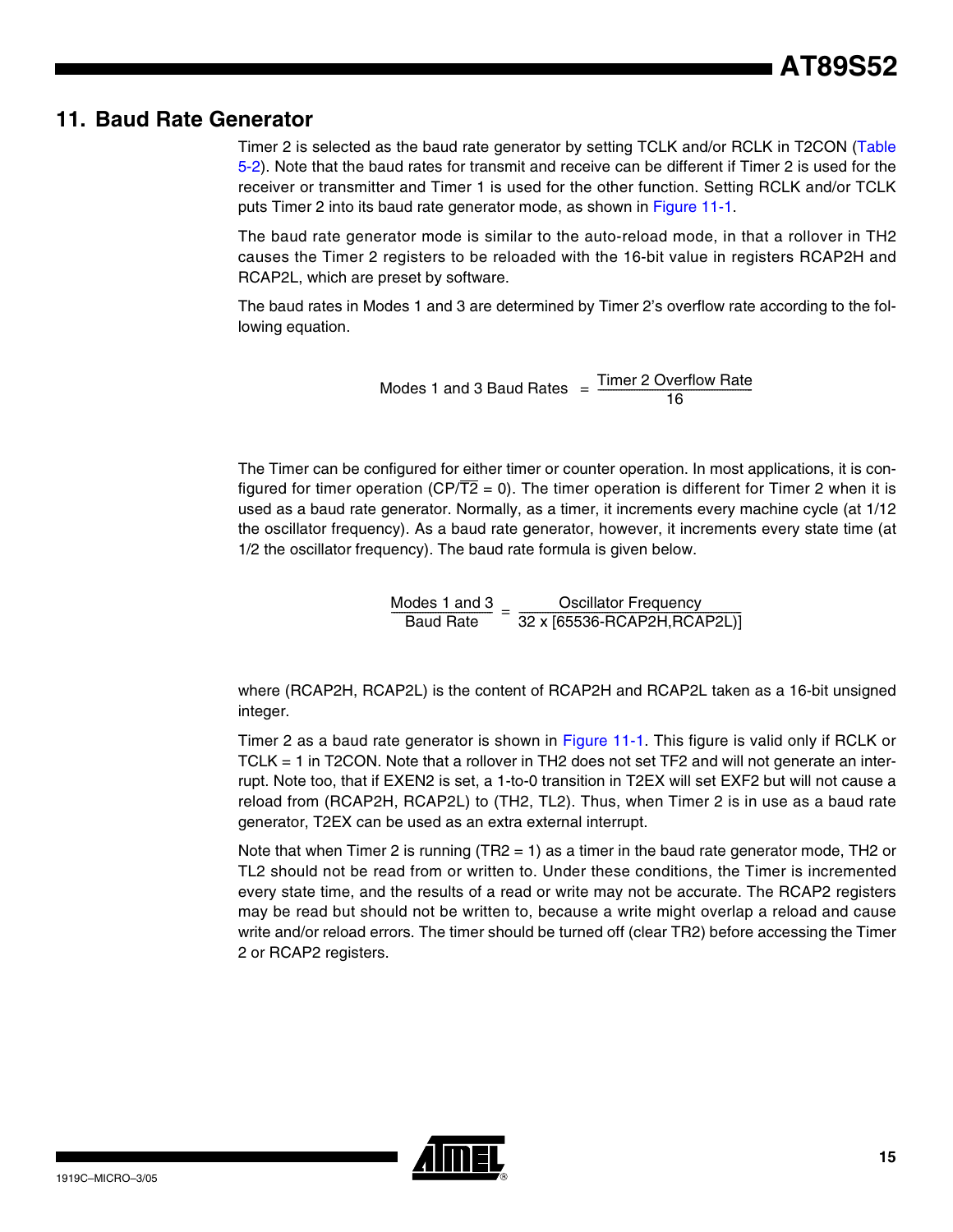## 11. Baud Rate Generator

Timer 2 is selected as the baud rate generator by setting TCLK and/or RCLK in T2CON (Table 5-2). Note that the baud rates for transmit and receive can be different if Timer 2 is used for the receiver or transmitter and Timer 1 is used for the other function. Setting RCLK and/or TCLK puts Timer 2 into its baud rate generator mode, as shown in Figure 11-1.

The baud rate generator mode is similar to the auto-reload mode, in that a rollover in TH2 causes the Timer 2 registers to be reloaded with the 16-bit value in registers RCAP2H and RCAP2L, which are preset by software.

The baud rates in Modes 1 and 3 are determined by Timer 2's overflow rate according to the following equation.

$$\text{Modes 1 and 3 Baud Rates} = \frac{\text{Timer 2 Overflow Rate}}{16}$$

The Timer can be configured for either timer or counter operation. In most applications, it is configured for timer operation ($CP/\overline{T2} = 0$). The timer operation is different for Timer 2 when it is used as a baud rate generator. Normally, as a timer, it increments every machine cycle (at 1/12 the oscillator frequency). As a baud rate generator, however, it increments every state time (at 1/2 the oscillator frequency). The baud rate formula is given below.

$$\frac{\text{Modes 1 and 3}}{\text{Baud Rate}} = \frac{\text{Oscillator Frequency}}{32 \times [65536 - (\text{RCAP2H,RCAP2L})]}$$

where (RCAP2H, RCAP2L) is the content of RCAP2H and RCAP2L taken as a 16-bit unsigned integer.

Timer 2 as a baud rate generator is shown in Figure 11-1. This figure is valid only if RCLK or TCLK = 1 in T2CON. Note that a rollover in TH2 does not set TF2 and will not generate an interrupt. Note too, that if EXEN2 is set, a 1-to-0 transition in T2EX will set EXF2 but will not cause a reload from (RCAP2H, RCAP2L) to (TH2, TL2). Thus, when Timer 2 is in use as a baud rate generator, T2EX can be used as an extra external interrupt.

Note that when Timer 2 is running (TR2 = 1) as a timer in the baud rate generator mode, TH2 or TL2 should not be read from or written to. Under these conditions, the Timer is incremented every state time, and the results of a read or write may not be accurate. The RCAP2 registers may be read but should not be written to, because a write might overlap a reload and cause write and/or reload errors. The timer should be turned off (clear TR2) before accessing the Timer 2 or RCAP2 registers.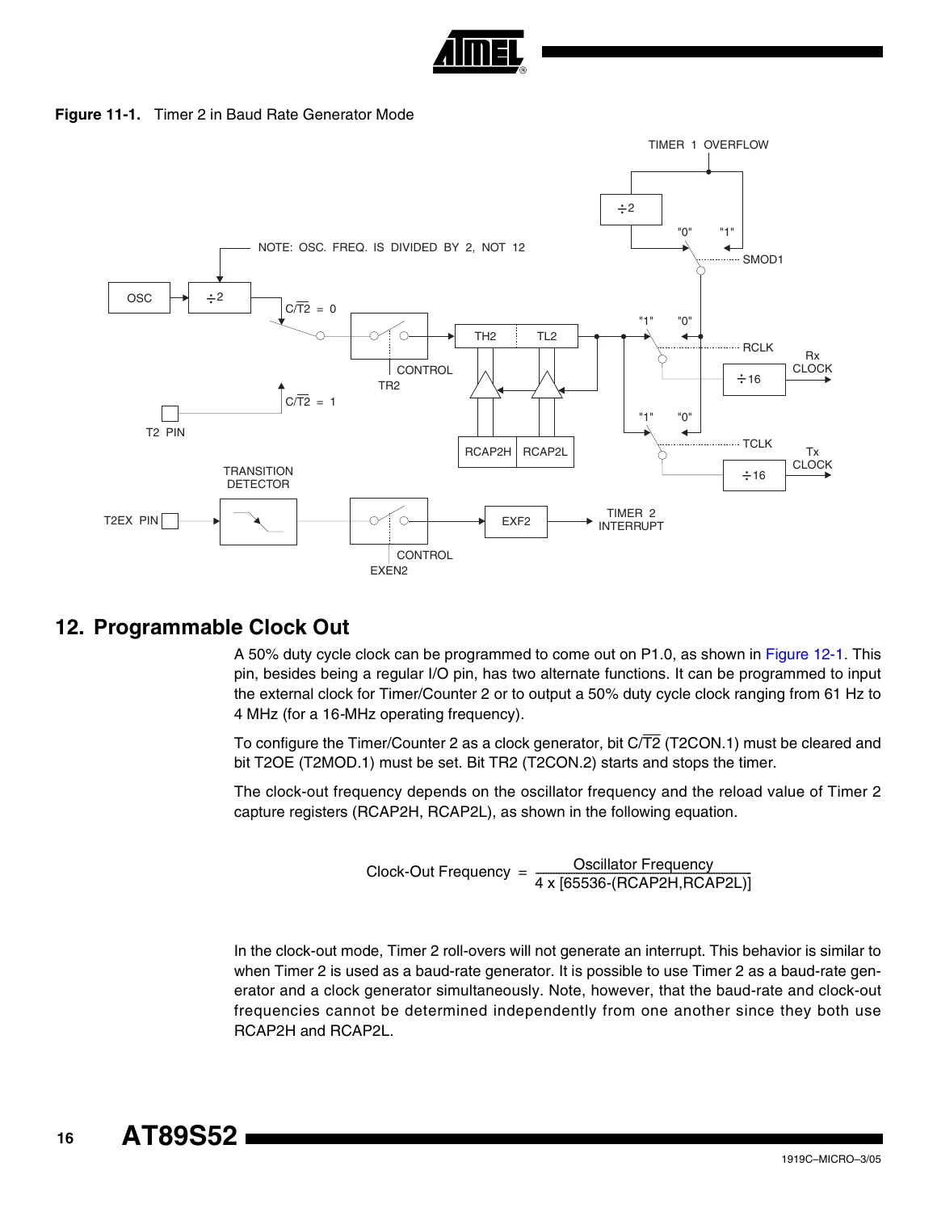**Figure 11-1.** Timer 2 in Baud Rate Generator Mode

## 12. Programmable Clock Out

A 50% duty cycle clock can be programmed to come out on P1.0, as shown in Figure 12-1. This pin, besides being a regular I/O pin, has two alternate functions. It can be programmed to input the external clock for Timer/Counter 2 or to output a 50% duty cycle clock ranging from 61 Hz to 4 MHz (for a 16-MHz operating frequency).

To configure the Timer/Counter 2 as a clock generator, bit $C/\overline{T2}$ (T2CON.1) must be cleared and bit T2OE (T2MOD.1) must be set. Bit TR2 (T2CON.2) starts and stops the timer.

The clock-out frequency depends on the oscillator frequency and the reload value of Timer 2 capture registers (RCAP2H, RCAP2L), as shown in the following equation.

$$\text{Clock-Out Frequency} = \frac{\text{Oscillator Frequency}}{4 \times [65536-(\text{RCAP2H,RCAP2L})]}$$

In the clock-out mode, Timer 2 roll-overs will not generate an interrupt. This behavior is similar to when Timer 2 is used as a baud-rate generator. It is possible to use Timer 2 as a baud-rate generator and a clock generator simultaneously. Note, however, that the baud-rate and clock-out frequencies cannot be determined independently from one another since they both use RCAP2H and RCAP2L.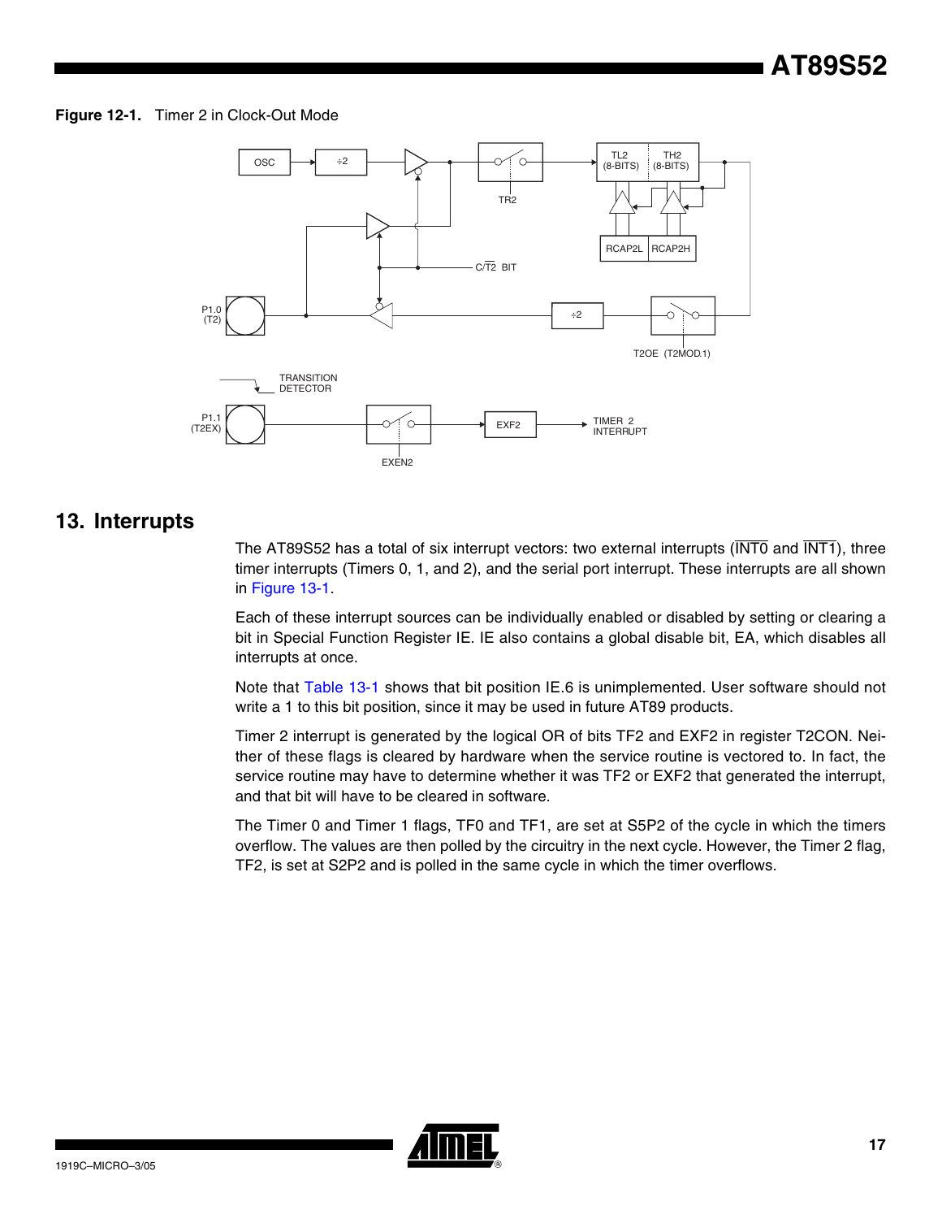**Figure 12-1.** Timer 2 in Clock-Out Mode

OSC ÷2 TR2 TL2 (8-BITS) TH2 (8-BITS) RCAP2L RCAP2H C/$\overline{T2}$ BIT P1.0 (T2) ÷2 T2OE (T2MOD.1) TRANSITION DETECTOR P1.1 (T2EX) EXF2 TIMER 2 INTERRUPT EXEN2

## 13. Interrupts

The AT89S52 has a total of six interrupt vectors: two external interrupts ($\overline{\text{INT0}}$ and $\overline{\text{INT1}}$), three timer interrupts (Timers 0, 1, and 2), and the serial port interrupt. These interrupts are all shown in Figure 13-1.

Each of these interrupt sources can be individually enabled or disabled by setting or clearing a bit in Special Function Register IE. IE also contains a global disable bit, EA, which disables all interrupts at once.

Note that Table 13-1 shows that bit position IE.6 is unimplemented. User software should not write a 1 to this bit position, since it may be used in future AT89 products.

Timer 2 interrupt is generated by the logical OR of bits TF2 and EXF2 in register T2CON. Neither of these flags is cleared by hardware when the service routine is vectored to. In fact, the service routine may have to determine whether it was TF2 or EXF2 that generated the interrupt, and that bit will have to be cleared in software.

The Timer 0 and Timer 1 flags, TF0 and TF1, are set at S5P2 of the cycle in which the timers overflow. The values are then polled by the circuitry in the next cycle. However, the Timer 2 flag, TF2, is set at S2P2 and is polled in the same cycle in which the timer overflows.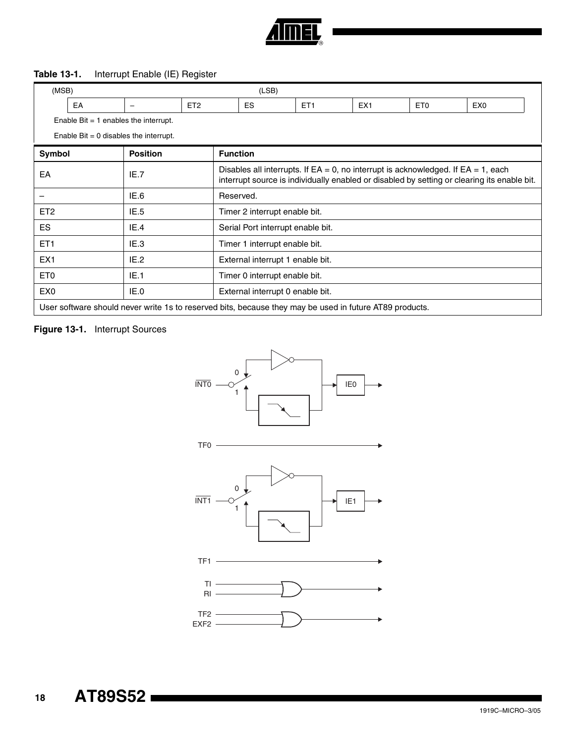**Table 13-1.** Interrupt Enable (IE) Register

(MSB) (LSB)

| EA | – | ET2 | ES | ET1 | EX1 | ET0 | EX0 |
|---|---|---|---|---|---|---|---|

Enable Bit = 1 enables the interrupt.

Enable Bit = 0 disables the interrupt.

| Symbol | Position | Function |
|---|---|---|
| EA | IE.7 | Disables all interrupts. If EA = 0, no interrupt is acknowledged. If EA = 1, each interrupt source is individually enabled or disabled by setting or clearing its enable bit. |
| – | IE.6 | Reserved. |
| ET2 | IE.5 | Timer 2 interrupt enable bit. |
| ES | IE.4 | Serial Port interrupt enable bit. |
| ET1 | IE.3 | Timer 1 interrupt enable bit. |
| EX1 | IE.2 | External interrupt 1 enable bit. |
| ET0 | IE.1 | Timer 0 interrupt enable bit. |
| EX0 | IE.0 | External interrupt 0 enable bit. |
| User software should never write 1s to reserved bits, because they may be used in future AT89 products. | | |

**Figure 13-1.** Interrupt Sources

INT0, 0, 1, IE0, TF0, INT1, 0, 1, IE1, TF1, TI, RI, TF2, EXF2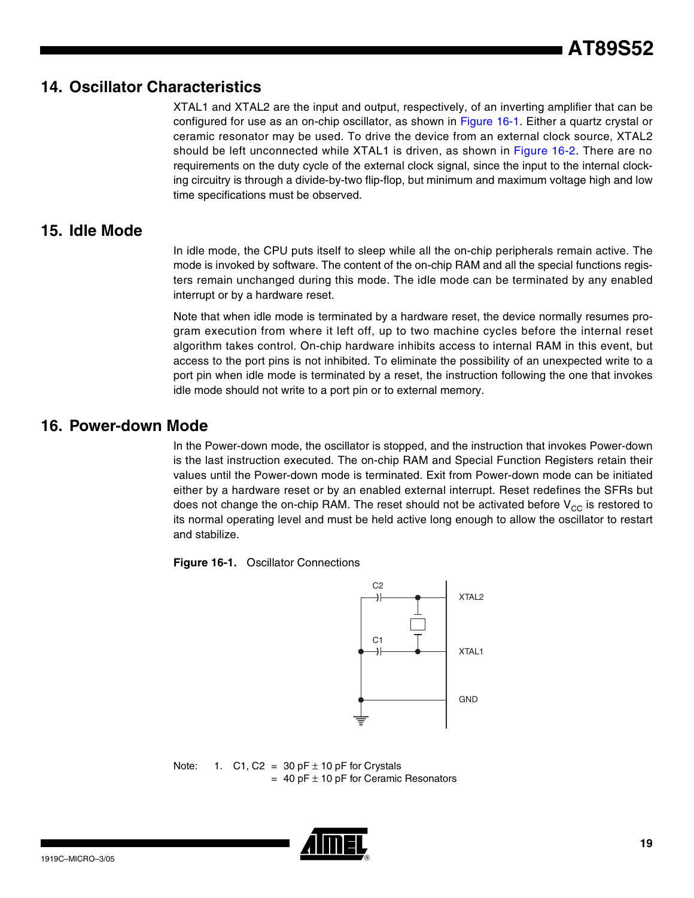## 14. Oscillator Characteristics

XTAL1 and XTAL2 are the input and output, respectively, of an inverting amplifier that can be configured for use as an on-chip oscillator, as shown in Figure 16-1. Either a quartz crystal or ceramic resonator may be used. To drive the device from an external clock source, XTAL2 should be left unconnected while XTAL1 is driven, as shown in Figure 16-2. There are no requirements on the duty cycle of the external clock signal, since the input to the internal clocking circuitry is through a divide-by-two flip-flop, but minimum and maximum voltage high and low time specifications must be observed.

## 15. Idle Mode

In idle mode, the CPU puts itself to sleep while all the on-chip peripherals remain active. The mode is invoked by software. The content of the on-chip RAM and all the special functions registers remain unchanged during this mode. The idle mode can be terminated by any enabled interrupt or by a hardware reset.

Note that when idle mode is terminated by a hardware reset, the device normally resumes program execution from where it left off, up to two machine cycles before the internal reset algorithm takes control. On-chip hardware inhibits access to internal RAM in this event, but access to the port pins is not inhibited. To eliminate the possibility of an unexpected write to a port pin when idle mode is terminated by a reset, the instruction following the one that invokes idle mode should not write to a port pin or to external memory.

## 16. Power-down Mode

In the Power-down mode, the oscillator is stopped, and the instruction that invokes Power-down is the last instruction executed. The on-chip RAM and Special Function Registers retain their values until the Power-down mode is terminated. Exit from Power-down mode can be initiated either by a hardware reset or by an enabled external interrupt. Reset redefines the SFRs but does not change the on-chip RAM. The reset should not be activated before $V_{CC}$ is restored to its normal operating level and must be held active long enough to allow the oscillator to restart and stabilize.

**Figure 16-1.** Oscillator Connections

C2 | XTAL2 | C1 | XTAL1 | GND

Note: 1. C1, C2 = 30 pF ± 10 pF for Crystals
= 40 pF ± 10 pF for Ceramic Resonators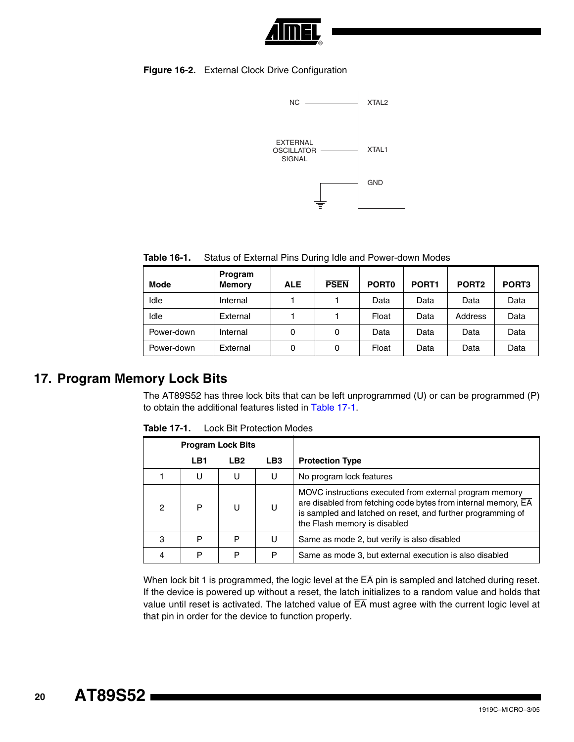**Figure 16-2.** External Clock Drive Configuration

**Table 16-1.** Status of External Pins During Idle and Power-down Modes

| Mode | Program Memory | ALE | $\overline{\text{PSEN}}$ | PORT0 | PORT1 | PORT2 | PORT3 |
|---|---|---|---|---|---|---|---|
| Idle | Internal | 1 | 1 | Data | Data | Data | Data |
| Idle | External | 1 | 1 | Float | Data | Address | Data |
| Power-down | Internal | 0 | 0 | Data | Data | Data | Data |
| Power-down | External | 0 | 0 | Float | Data | Data | Data |

# 17. Program Memory Lock Bits

The AT89S52 has three lock bits that can be left unprogrammed (U) or can be programmed (P) to obtain the additional features listed in Table 17-1.

**Table 17-1.** Lock Bit Protection Modes

| | Program Lock Bits | | | |
|---|---|---|---|---|
| | LB1 | LB2 | LB3 | Protection Type |
| 1 | U | U | U | No program lock features |
| 2 | P | U | U | MOVC instructions executed from external program memory are disabled from fetching code bytes from internal memory, $\overline{\text{EA}}$ is sampled and latched on reset, and further programming of the Flash memory is disabled |
| 3 | P | P | U | Same as mode 2, but verify is also disabled |
| 4 | P | P | P | Same as mode 3, but external execution is also disabled |

When lock bit 1 is programmed, the logic level at the $\overline{\text{EA}}$ pin is sampled and latched during reset. If the device is powered up without a reset, the latch initializes to a random value and holds that value until reset is activated. The latched value of $\overline{\text{EA}}$ must agree with the current logic level at that pin in order for the device to function properly.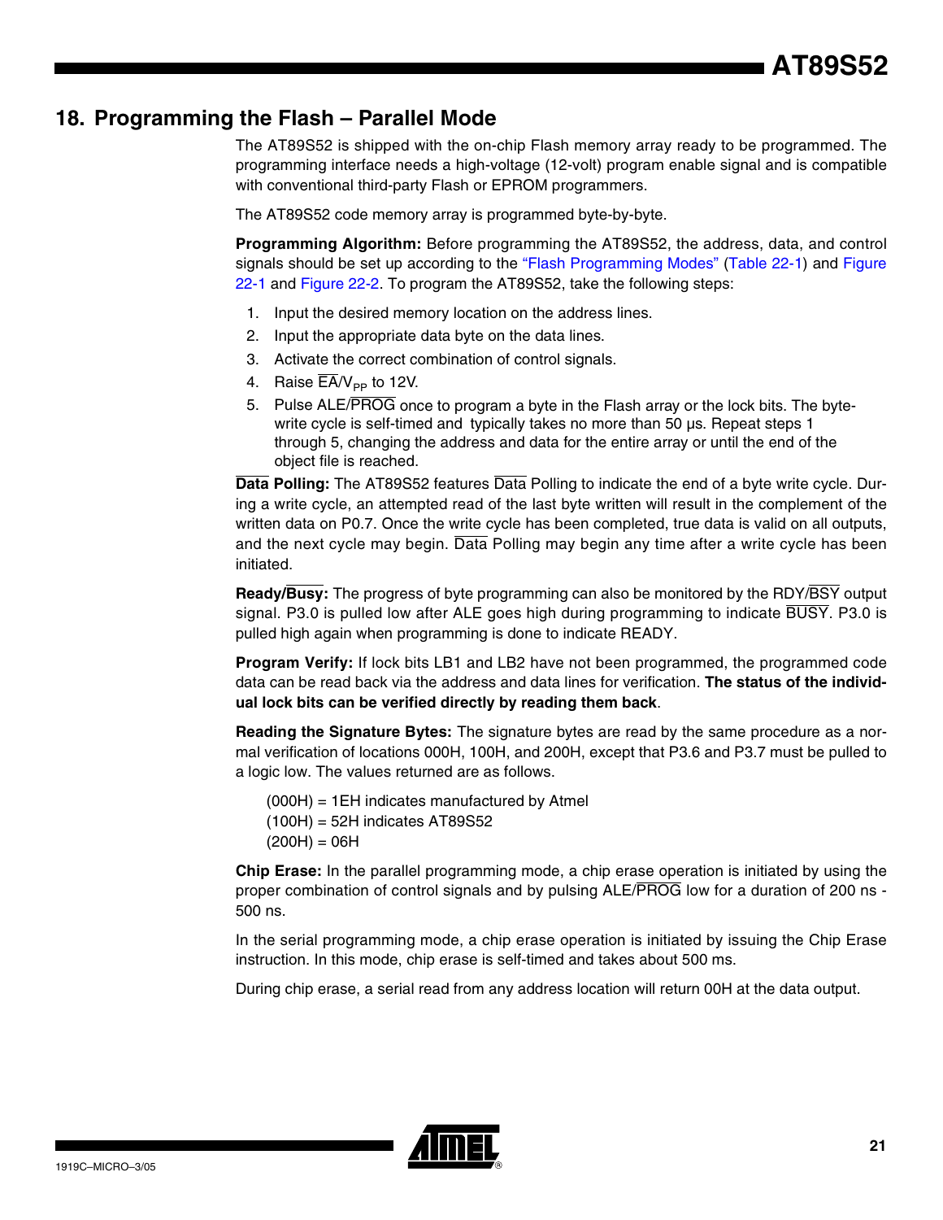## 18. Programming the Flash – Parallel Mode

The AT89S52 is shipped with the on-chip Flash memory array ready to be programmed. The programming interface needs a high-voltage (12-volt) program enable signal and is compatible with conventional third-party Flash or EPROM programmers.

The AT89S52 code memory array is programmed byte-by-byte.

**Programming Algorithm:** Before programming the AT89S52, the address, data, and control signals should be set up according to the "Flash Programming Modes" (Table 22-1) and Figure 22-1 and Figure 22-2. To program the AT89S52, take the following steps:

1. Input the desired memory location on the address lines.
2. Input the appropriate data byte on the data lines.
3. Activate the correct combination of control signals.
4. Raise $\overline{EA}/V_{PP}$ to 12V.
5. Pulse ALE/$\overline{PROG}$ once to program a byte in the Flash array or the lock bits. The byte-write cycle is self-timed and typically takes no more than 50 µs. Repeat steps 1 through 5, changing the address and data for the entire array or until the end of the object file is reached.

**$\overline{\text{Data}}$ Polling:** The AT89S52 features $\overline{\text{Data}}$ Polling to indicate the end of a byte write cycle. During a write cycle, an attempted read of the last byte written will result in the complement of the written data on P0.7. Once the write cycle has been completed, true data is valid on all outputs, and the next cycle may begin. $\overline{\text{Data}}$ Polling may begin any time after a write cycle has been initiated.

**Ready/$\overline{\text{Busy}}$:** The progress of byte programming can also be monitored by the RDY/$\overline{\text{BSY}}$ output signal. P3.0 is pulled low after ALE goes high during programming to indicate $\overline{\text{BUSY}}$. P3.0 is pulled high again when programming is done to indicate READY.

**Program Verify:** If lock bits LB1 and LB2 have not been programmed, the programmed code data can be read back via the address and data lines for verification. **The status of the individual lock bits can be verified directly by reading them back**.

**Reading the Signature Bytes:** The signature bytes are read by the same procedure as a normal verification of locations 000H, 100H, and 200H, except that P3.6 and P3.7 must be pulled to a logic low. The values returned are as follows.

(000H) = 1EH indicates manufactured by Atmel
(100H) = 52H indicates AT89S52
(200H) = 06H

**Chip Erase:** In the parallel programming mode, a chip erase operation is initiated by using the proper combination of control signals and by pulsing ALE/$\overline{PROG}$ low for a duration of 200 ns - 500 ns.

In the serial programming mode, a chip erase operation is initiated by issuing the Chip Erase instruction. In this mode, chip erase is self-timed and takes about 500 ms.

During chip erase, a serial read from any address location will return 00H at the data output.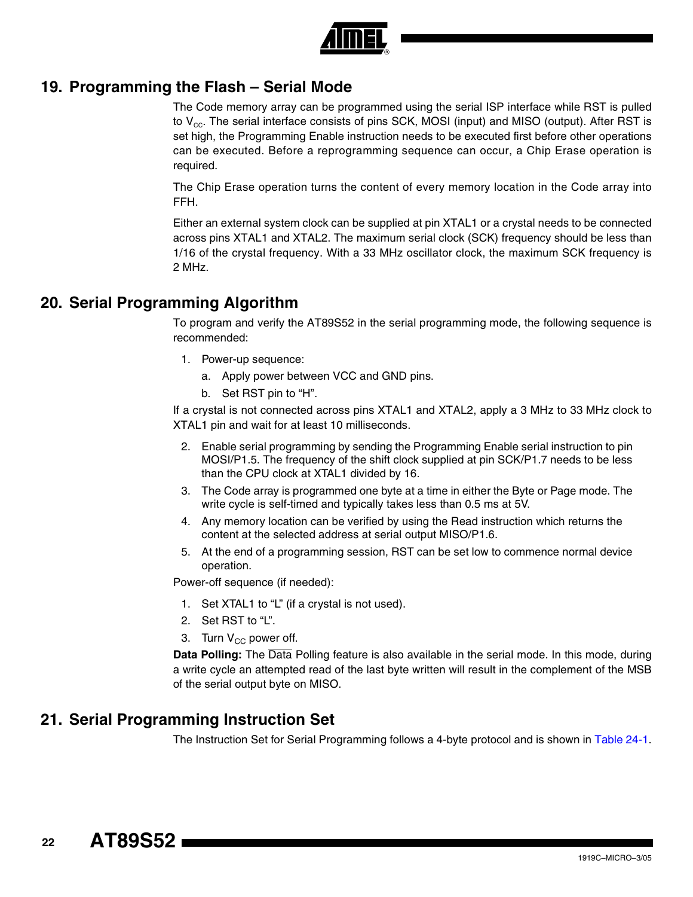## 19. Programming the Flash – Serial Mode

The Code memory array can be programmed using the serial ISP interface while RST is pulled to $V_{CC}$. The serial interface consists of pins SCK, MOSI (input) and MISO (output). After RST is set high, the Programming Enable instruction needs to be executed first before other operations can be executed. Before a reprogramming sequence can occur, a Chip Erase operation is required.

The Chip Erase operation turns the content of every memory location in the Code array into FFH.

Either an external system clock can be supplied at pin XTAL1 or a crystal needs to be connected across pins XTAL1 and XTAL2. The maximum serial clock (SCK) frequency should be less than 1/16 of the crystal frequency. With a 33 MHz oscillator clock, the maximum SCK frequency is 2 MHz.

## 20. Serial Programming Algorithm

To program and verify the AT89S52 in the serial programming mode, the following sequence is recommended:

1. Power-up sequence:
   a. Apply power between VCC and GND pins.
   b. Set RST pin to “H”.

If a crystal is not connected across pins XTAL1 and XTAL2, apply a 3 MHz to 33 MHz clock to XTAL1 pin and wait for at least 10 milliseconds.

2. Enable serial programming by sending the Programming Enable serial instruction to pin MOSI/P1.5. The frequency of the shift clock supplied at pin SCK/P1.7 needs to be less than the CPU clock at XTAL1 divided by 16.
3. The Code array is programmed one byte at a time in either the Byte or Page mode. The write cycle is self-timed and typically takes less than 0.5 ms at 5V.
4. Any memory location can be verified by using the Read instruction which returns the content at the selected address at serial output MISO/P1.6.
5. At the end of a programming session, RST can be set low to commence normal device operation.

Power-off sequence (if needed):

1. Set XTAL1 to “L” (if a crystal is not used).
2. Set RST to “L”.
3. Turn $V_{CC}$ power off.

**Data Polling:** The $\overline{\text{Data}}$ Polling feature is also available in the serial mode. In this mode, during a write cycle an attempted read of the last byte written will result in the complement of the MSB of the serial output byte on MISO.

## 21. Serial Programming Instruction Set

The Instruction Set for Serial Programming follows a 4-byte protocol and is shown in Table 24-1.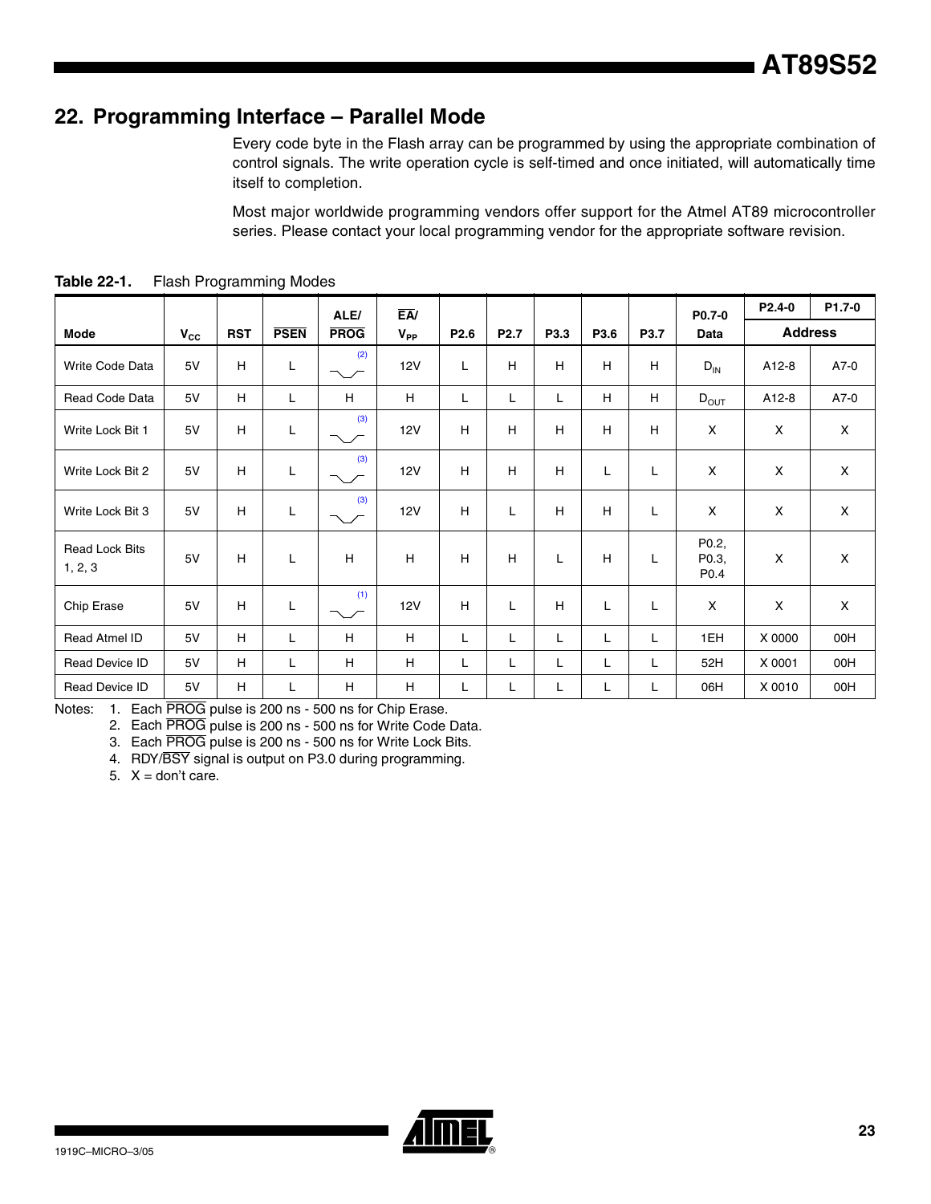## 22. Programming Interface – Parallel Mode

Every code byte in the Flash array can be programmed by using the appropriate combination of control signals. The write operation cycle is self-timed and once initiated, will automatically time itself to completion.

Most major worldwide programming vendors offer support for the Atmel AT89 microcontroller series. Please contact your local programming vendor for the appropriate software revision.

**Table 22-1.** Flash Programming Modes

| Mode | $V_{CC}$ | RST | $\overline{PSEN}$ | ALE/ $\overline{PROG}$ | $\overline{EA}$/ $V_{PP}$ | P2.6 | P2.7 | P3.3 | P3.6 | P3.7 | P0.7-0 Data | P2.4-0 Address | P1.7-0 Address |
|---|---|---|---|---|---|---|---|---|---|---|---|---|---|
| Write Code Data | 5V | H | L | ⎺\_/⎺ (2) | 12V | L | H | H | H | H | $D_{IN}$ | A12-8 | A7-0 |
| Read Code Data | 5V | H | L | H | H | L | L | L | H | H | $D_{OUT}$ | A12-8 | A7-0 |
| Write Lock Bit 1 | 5V | H | L | ⎺\_/⎺ (3) | 12V | H | H | H | H | H | X | X | X |
| Write Lock Bit 2 | 5V | H | L | ⎺\_/⎺ (3) | 12V | H | H | H | L | L | X | X | X |
| Write Lock Bit 3 | 5V | H | L | ⎺\_/⎺ (3) | 12V | H | L | H | H | L | X | X | X |
| Read Lock Bits 1, 2, 3 | 5V | H | L | H | H | H | H | L | H | L | P0.2, P0.3, P0.4 | X | X |
| Chip Erase | 5V | H | L | ⎺\_/⎺ (1) | 12V | H | L | H | L | L | X | X | X |
| Read Atmel ID | 5V | H | L | H | H | L | L | L | L | L | 1EH | X 0000 | 00H |
| Read Device ID | 5V | H | L | H | H | L | L | L | L | L | 52H | X 0001 | 00H |
| Read Device ID | 5V | H | L | H | H | L | L | L | L | L | 06H | X 0010 | 00H |

Notes:
1. Each $\overline{PROG}$ pulse is 200 ns - 500 ns for Chip Erase.
2. Each $\overline{PROG}$ pulse is 200 ns - 500 ns for Write Code Data.
3. Each $\overline{PROG}$ pulse is 200 ns - 500 ns for Write Lock Bits.
4. RDY/$\overline{BSY}$ signal is output on P3.0 during programming.
5. X = don't care.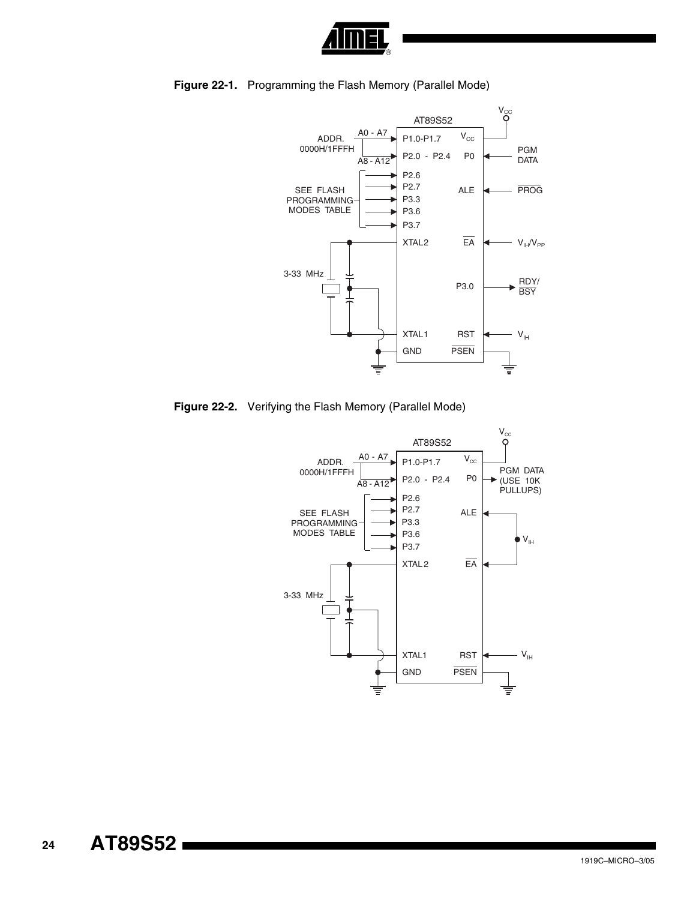**Figure 22-1.** Programming the Flash Memory (Parallel Mode)

**Figure 22-2.** Verifying the Flash Memory (Parallel Mode)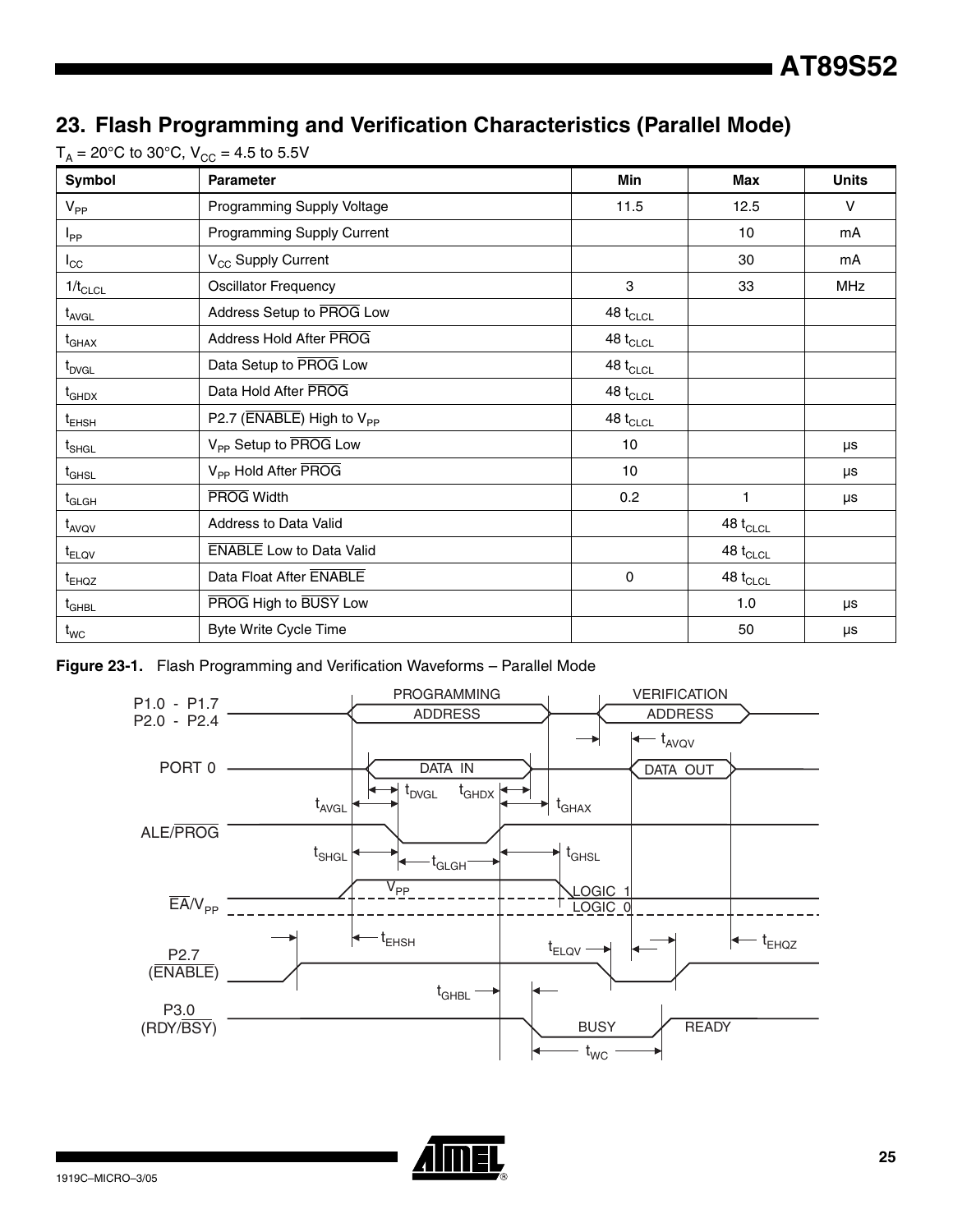## 23. Flash Programming and Verification Characteristics (Parallel Mode)

$T_A$ = 20°C to 30°C, $V_{CC}$ = 4.5 to 5.5V

| Symbol | Parameter | Min | Max | Units |
|---|---|---|---|---|
| $V_{PP}$ | Programming Supply Voltage | 11.5 | 12.5 | V |
| $I_{PP}$ | Programming Supply Current | | 10 | mA |
| $I_{CC}$ | $V_{CC}$ Supply Current | | 30 | mA |
| $1/t_{CLCL}$ | Oscillator Frequency | 3 | 33 | MHz |
| $t_{AVGL}$ | Address Setup to $\overline{\text{PROG}}$ Low | 48 $t_{CLCL}$ | | |
| $t_{GHAX}$ | Address Hold After $\overline{\text{PROG}}$ | 48 $t_{CLCL}$ | | |
| $t_{DVGL}$ | Data Setup to $\overline{\text{PROG}}$ Low | 48 $t_{CLCL}$ | | |
| $t_{GHDX}$ | Data Hold After $\overline{\text{PROG}}$ | 48 $t_{CLCL}$ | | |
| $t_{EHSH}$ | P2.7 ($\overline{\text{ENABLE}}$) High to $V_{PP}$ | 48 $t_{CLCL}$ | | |
| $t_{SHGL}$ | $V_{PP}$ Setup to $\overline{\text{PROG}}$ Low | 10 | | μs |
| $t_{GHSL}$ | $V_{PP}$ Hold After $\overline{\text{PROG}}$ | 10 | | μs |
| $t_{GLGH}$ | $\overline{\text{PROG}}$ Width | 0.2 | 1 | μs |
| $t_{AVQV}$ | Address to Data Valid | | 48 $t_{CLCL}$ | |
| $t_{ELQV}$ | $\overline{\text{ENABLE}}$ Low to Data Valid | | 48 $t_{CLCL}$ | |
| $t_{EHQZ}$ | Data Float After $\overline{\text{ENABLE}}$ | 0 | 48 $t_{CLCL}$ | |
| $t_{GHBL}$ | $\overline{\text{PROG}}$ High to $\overline{\text{BUSY}}$ Low | | 1.0 | μs |
| $t_{WC}$ | Byte Write Cycle Time | | 50 | μs |

**Figure 23-1.** Flash Programming and Verification Waveforms – Parallel Mode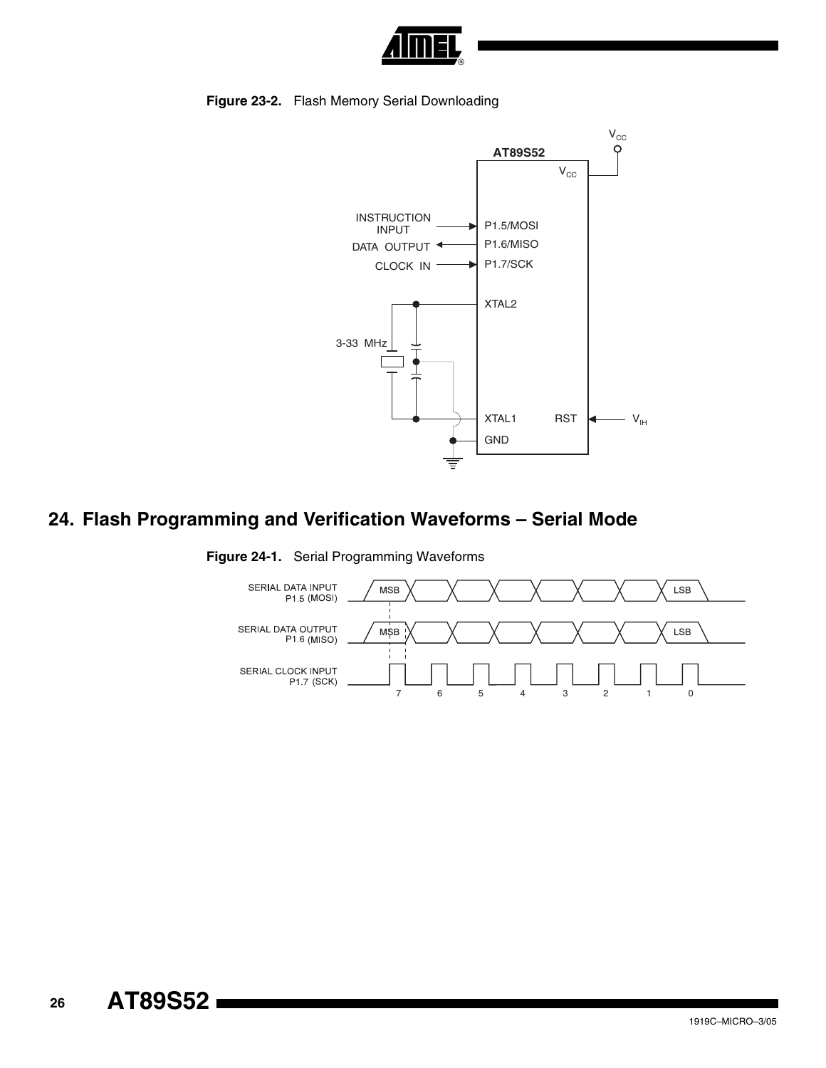**Figure 23-2.** Flash Memory Serial Downloading

## 24. Flash Programming and Verification Waveforms – Serial Mode

**Figure 24-1.** Serial Programming Waveforms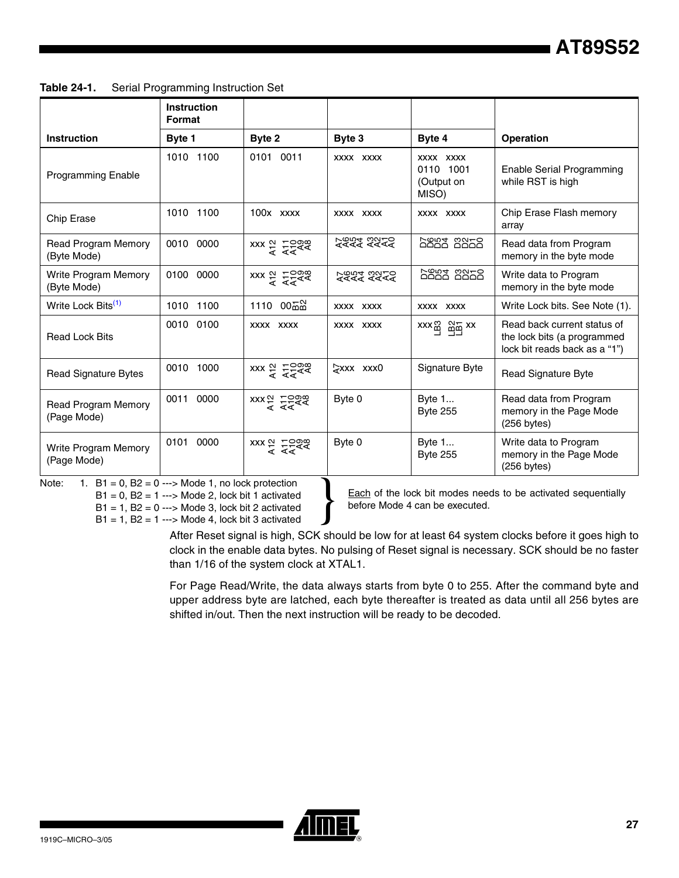**Table 24-1.** Serial Programming Instruction Set

| Instruction | Instruction Format Byte 1 | Byte 2 | Byte 3 | Byte 4 | Operation |
|---|---|---|---|---|---|
| Programming Enable | 1010 1100 | 0101 0011 | xxxx xxxx | xxxx xxxx 0110 1001 (Output on MISO) | Enable Serial Programming while RST is high |
| Chip Erase | 1010 1100 | 100x xxxx | xxxx xxxx | xxxx xxxx | Chip Erase Flash memory array |
| Read Program Memory (Byte Mode) | 0010 0000 | xxx A12 A11 A10 A9 A8 | A7 A6 A5 A4 A3 A2 A1 A0 | D7 D6 D5 D4 D3 D2 D1 D0 | Read data from Program memory in the byte mode |
| Write Program Memory (Byte Mode) | 0100 0000 | xxx A12 A11 A10 A9 A8 | A7 A6 A5 A4 A3 A2 A1 A0 | D7 D6 D5 D4 D3 D2 D1 D0 | Write data to Program memory in the byte mode |
| Write Lock Bits[(1)] | 1010 1100 | 1110 00 B1 B2 | xxxx xxxx | xxxx xxxx | Write Lock bits. See Note (1). |
| Read Lock Bits | 0010 0100 | xxxx xxxx | xxxx xxxx | xxx LB3 LB2 LB1 xx | Read back current status of the lock bits (a programmed lock bit reads back as a "1") |
| Read Signature Bytes | 0010 1000 | xxx A12 A11 A10 A9 A8 | A7 xxx xxx0 | Signature Byte | Read Signature Byte |
| Read Program Memory (Page Mode) | 0011 0000 | xxx A12 A11 A10 A9 A8 | Byte 0 | Byte 1... Byte 255 | Read data from Program memory in the Page Mode (256 bytes) |
| Write Program Memory (Page Mode) | 0101 0000 | xxx A12 A11 A10 A9 A8 | Byte 0 | Byte 1... Byte 255 | Write data to Program memory in the Page Mode (256 bytes) |

Note: 1. B1 = 0, B2 = 0 ---> Mode 1, no lock protection
B1 = 0, B2 = 1 ---> Mode 2, lock bit 1 activated
B1 = 1, B2 = 0 ---> Mode 3, lock bit 2 activated
B1 = 1, B2 = 1 ---> Mode 4, lock bit 3 activated

Each of the lock bit modes needs to be activated sequentially before Mode 4 can be executed.

After Reset signal is high, SCK should be low for at least 64 system clocks before it goes high to clock in the enable data bytes. No pulsing of Reset signal is necessary. SCK should be no faster than 1/16 of the system clock at XTAL1.

For Page Read/Write, the data always starts from byte 0 to 255. After the command byte and upper address byte are latched, each byte thereafter is treated as data until all 256 bytes are shifted in/out. Then the next instruction will be ready to be decoded.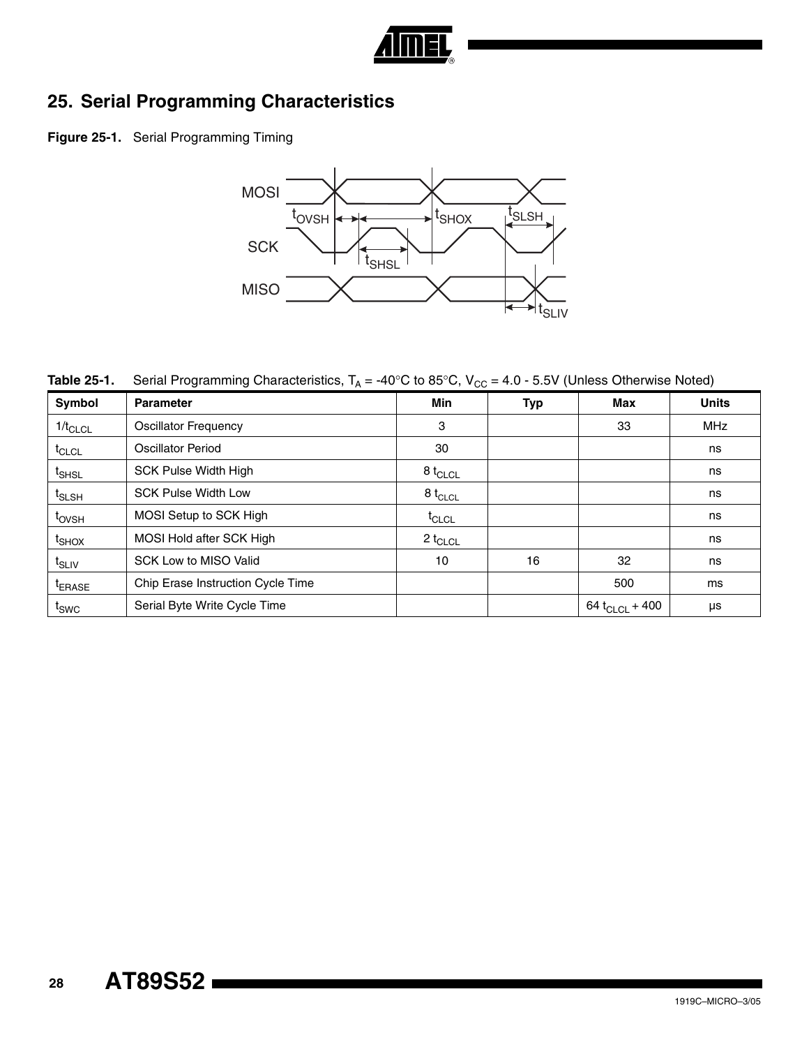# 25. Serial Programming Characteristics

**Figure 25-1.** Serial Programming Timing

**Table 25-1.** Serial Programming Characteristics, $T_A$ = -40°C to 85°C, $V_{CC}$ = 4.0 - 5.5V (Unless Otherwise Noted)

| Symbol | Parameter | Min | Typ | Max | Units |
|---|---|---|---|---|---|
| $1/t_{CLCL}$ | Oscillator Frequency | 3 | | 33 | MHz |
| $t_{CLCL}$ | Oscillator Period | 30 | | | ns |
| $t_{SHSL}$ | SCK Pulse Width High | 8 $t_{CLCL}$ | | | ns |
| $t_{SLSH}$ | SCK Pulse Width Low | 8 $t_{CLCL}$ | | | ns |
| $t_{OVSH}$ | MOSI Setup to SCK High | $t_{CLCL}$ | | | ns |
| $t_{SHOX}$ | MOSI Hold after SCK High | 2 $t_{CLCL}$ | | | ns |
| $t_{SLIV}$ | SCK Low to MISO Valid | 10 | 16 | 32 | ns |
| $t_{ERASE}$ | Chip Erase Instruction Cycle Time | | | 500 | ms |
| $t_{SWC}$ | Serial Byte Write Cycle Time | | | 64 $t_{CLCL}$ + 400 | μs |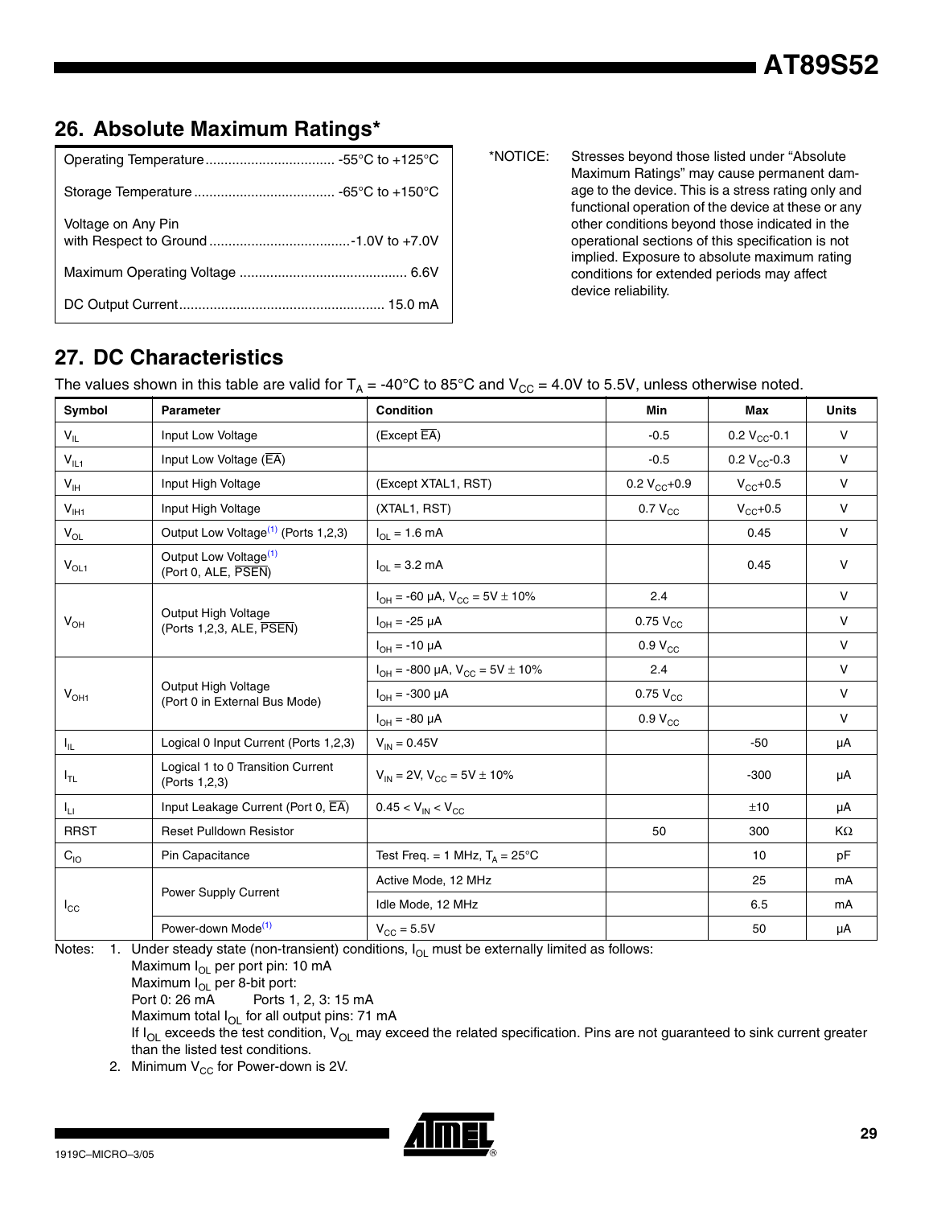## 26. Absolute Maximum Ratings*

| | |
|---|---|
| Operating Temperature | -55°C to +125°C |
| Storage Temperature | -65°C to +150°C |
| Voltage on Any Pin with Respect to Ground | -1.0V to +7.0V |
| Maximum Operating Voltage | 6.6V |
| DC Output Current | 15.0 mA |

*NOTICE: Stresses beyond those listed under "Absolute Maximum Ratings" may cause permanent damage to the device. This is a stress rating only and functional operation of the device at these or any other conditions beyond those indicated in the operational sections of this specification is not implied. Exposure to absolute maximum rating conditions for extended periods may affect device reliability.

## 27. DC Characteristics

The values shown in this table are valid for $T_A$ = -40°C to 85°C and $V_{CC}$ = 4.0V to 5.5V, unless otherwise noted.

| Symbol | Parameter | Condition | Min | Max | Units |
|---|---|---|---|---|---|
| $V_{IL}$ | Input Low Voltage | (Except EA) | -0.5 | 0.2 $V_{CC}$-0.1 | V |
| $V_{IL1}$ | Input Low Voltage (EA) | | -0.5 | 0.2 $V_{CC}$-0.3 | V |
| $V_{IH}$ | Input High Voltage | (Except XTAL1, RST) | 0.2 $V_{CC}$+0.9 | $V_{CC}$+0.5 | V |
| $V_{IH1}$ | Input High Voltage | (XTAL1, RST) | 0.7 $V_{CC}$ | $V_{CC}$+0.5 | V |
| $V_{OL}$ | Output Low Voltage[(1)] (Ports 1,2,3) | $I_{OL}$ = 1.6 mA | | 0.45 | V |
| $V_{OL1}$ | Output Low Voltage[(1)] (Port 0, ALE, PSEN) | $I_{OL}$ = 3.2 mA | | 0.45 | V |
| $V_{OH}$ | Output High Voltage (Ports 1,2,3, ALE, PSEN) | $I_{OH}$ = -60 µA, $V_{CC}$ = 5V ± 10% | 2.4 | | V |
| | | $I_{OH}$ = -25 µA | 0.75 $V_{CC}$ | | V |
| | | $I_{OH}$ = -10 µA | 0.9 $V_{CC}$ | | V |
| $V_{OH1}$ | Output High Voltage (Port 0 in External Bus Mode) | $I_{OH}$ = -800 µA, $V_{CC}$ = 5V ± 10% | 2.4 | | V |
| | | $I_{OH}$ = -300 µA | 0.75 $V_{CC}$ | | V |
| | | $I_{OH}$ = -80 µA | 0.9 $V_{CC}$ | | V |
| $I_{IL}$ | Logical 0 Input Current (Ports 1,2,3) | $V_{IN}$ = 0.45V | | -50 | µA |
| $I_{TL}$ | Logical 1 to 0 Transition Current (Ports 1,2,3) | $V_{IN}$ = 2V, $V_{CC}$ = 5V ± 10% | | -300 | µA |
| $I_{LI}$ | Input Leakage Current (Port 0, EA) | 0.45 < $V_{IN}$ < $V_{CC}$ | | ±10 | µA |
| RRST | Reset Pulldown Resistor | | 50 | 300 | KΩ |
| $C_{IO}$ | Pin Capacitance | Test Freq. = 1 MHz, $T_A$ = 25°C | | 10 | pF |
| $I_{CC}$ | Power Supply Current | Active Mode, 12 MHz | | 25 | mA |
| | | Idle Mode, 12 MHz | | 6.5 | mA |
| | Power-down Mode[(1)] | $V_{CC}$ = 5.5V | | 50 | µA |

Notes: 1. Under steady state (non-transient) conditions, $I_{OL}$ must be externally limited as follows:
Maximum $I_{OL}$ per port pin: 10 mA
Maximum $I_{OL}$ per 8-bit port:
Port 0: 26 mA Ports 1, 2, 3: 15 mA
Maximum total $I_{OL}$ for all output pins: 71 mA
If $I_{OL}$ exceeds the test condition, $V_{OL}$ may exceed the related specification. Pins are not guaranteed to sink current greater than the listed test conditions.

2. Minimum $V_{CC}$ for Power-down is 2V.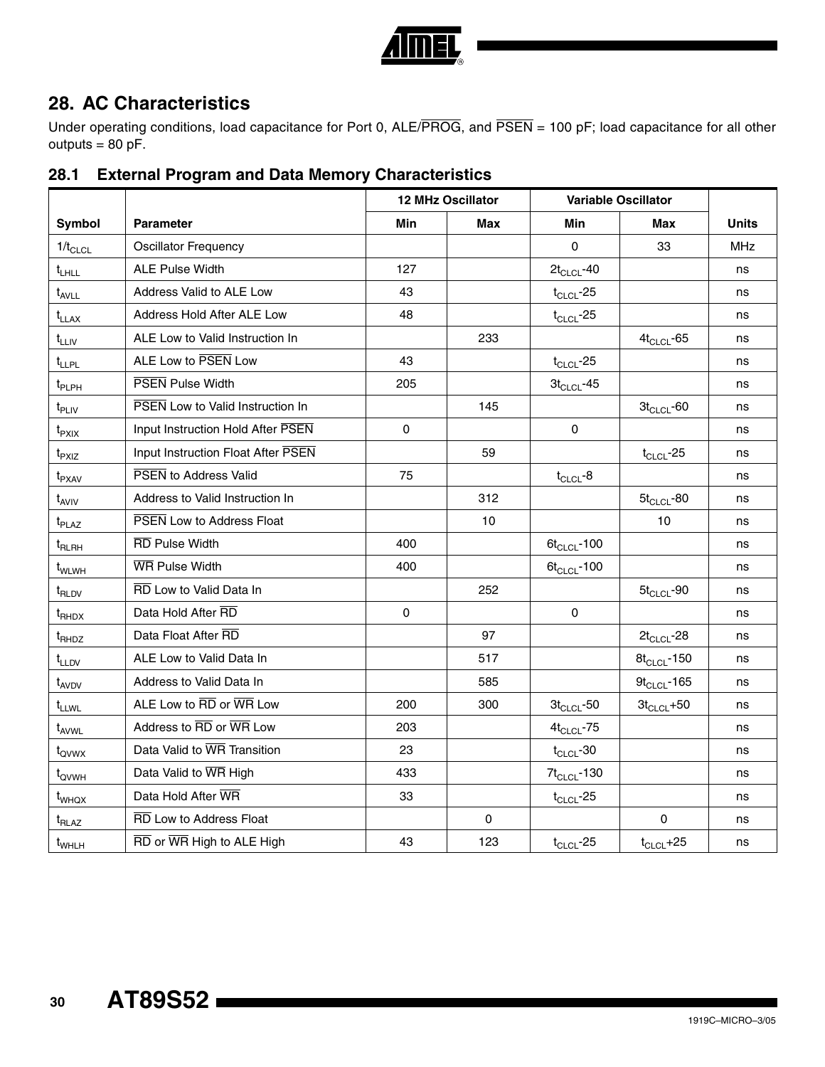## 28. AC Characteristics

Under operating conditions, load capacitance for Port 0, ALE/$\overline{PROG}$, and $\overline{PSEN}$ = 100 pF; load capacitance for all other outputs = 80 pF.

### 28.1 External Program and Data Memory Characteristics

| | | 12 MHz Oscillator | | Variable Oscillator | | |
|---|---|---|---|---|---|---|
| **Symbol** | **Parameter** | **Min** | **Max** | **Min** | **Max** | **Units** |
| $1/t_{CLCL}$ | Oscillator Frequency | | | 0 | 33 | MHz |
| $t_{LHLL}$ | ALE Pulse Width | 127 | | $2t_{CLCL}$-40 | | ns |
| $t_{AVLL}$ | Address Valid to ALE Low | 43 | | $t_{CLCL}$-25 | | ns |
| $t_{LLAX}$ | Address Hold After ALE Low | 48 | | $t_{CLCL}$-25 | | ns |
| $t_{LLIV}$ | ALE Low to Valid Instruction In | | 233 | | $4t_{CLCL}$-65 | ns |
| $t_{LLPL}$ | ALE Low to $\overline{PSEN}$ Low | 43 | | $t_{CLCL}$-25 | | ns |
| $t_{PLPH}$ | $\overline{PSEN}$ Pulse Width | 205 | | $3t_{CLCL}$-45 | | ns |
| $t_{PLIV}$ | $\overline{PSEN}$ Low to Valid Instruction In | | 145 | | $3t_{CLCL}$-60 | ns |
| $t_{PXIX}$ | Input Instruction Hold After $\overline{PSEN}$ | 0 | | 0 | | ns |
| $t_{PXIZ}$ | Input Instruction Float After $\overline{PSEN}$ | | 59 | | $t_{CLCL}$-25 | ns |
| $t_{PXAV}$ | $\overline{PSEN}$ to Address Valid | 75 | | $t_{CLCL}$-8 | | ns |
| $t_{AVIV}$ | Address to Valid Instruction In | | 312 | | $5t_{CLCL}$-80 | ns |
| $t_{PLAZ}$ | $\overline{PSEN}$ Low to Address Float | | 10 | | 10 | ns |
| $t_{RLRH}$ | $\overline{RD}$ Pulse Width | 400 | | $6t_{CLCL}$-100 | | ns |
| $t_{WLWH}$ | $\overline{WR}$ Pulse Width | 400 | | $6t_{CLCL}$-100 | | ns |
| $t_{RLDV}$ | $\overline{RD}$ Low to Valid Data In | | 252 | | $5t_{CLCL}$-90 | ns |
| $t_{RHDX}$ | Data Hold After $\overline{RD}$ | 0 | | 0 | | ns |
| $t_{RHDZ}$ | Data Float After $\overline{RD}$ | | 97 | | $2t_{CLCL}$-28 | ns |
| $t_{LLDV}$ | ALE Low to Valid Data In | | 517 | | $8t_{CLCL}$-150 | ns |
| $t_{AVDV}$ | Address to Valid Data In | | 585 | | $9t_{CLCL}$-165 | ns |
| $t_{LLWL}$ | ALE Low to $\overline{RD}$ or $\overline{WR}$ Low | 200 | 300 | $3t_{CLCL}$-50 | $3t_{CLCL}$+50 | ns |
| $t_{AVWL}$ | Address to $\overline{RD}$ or $\overline{WR}$ Low | 203 | | $4t_{CLCL}$-75 | | ns |
| $t_{QVWX}$ | Data Valid to $\overline{WR}$ Transition | 23 | | $t_{CLCL}$-30 | | ns |
| $t_{QVWH}$ | Data Valid to $\overline{WR}$ High | 433 | | $7t_{CLCL}$-130 | | ns |
| $t_{WHQX}$ | Data Hold After $\overline{WR}$ | 33 | | $t_{CLCL}$-25 | | ns |
| $t_{RLAZ}$ | $\overline{RD}$ Low to Address Float | | 0 | | 0 | ns |
| $t_{WHLH}$ | $\overline{RD}$ or $\overline{WR}$ High to ALE High | 43 | 123 | $t_{CLCL}$-25 | $t_{CLCL}$+25 | ns |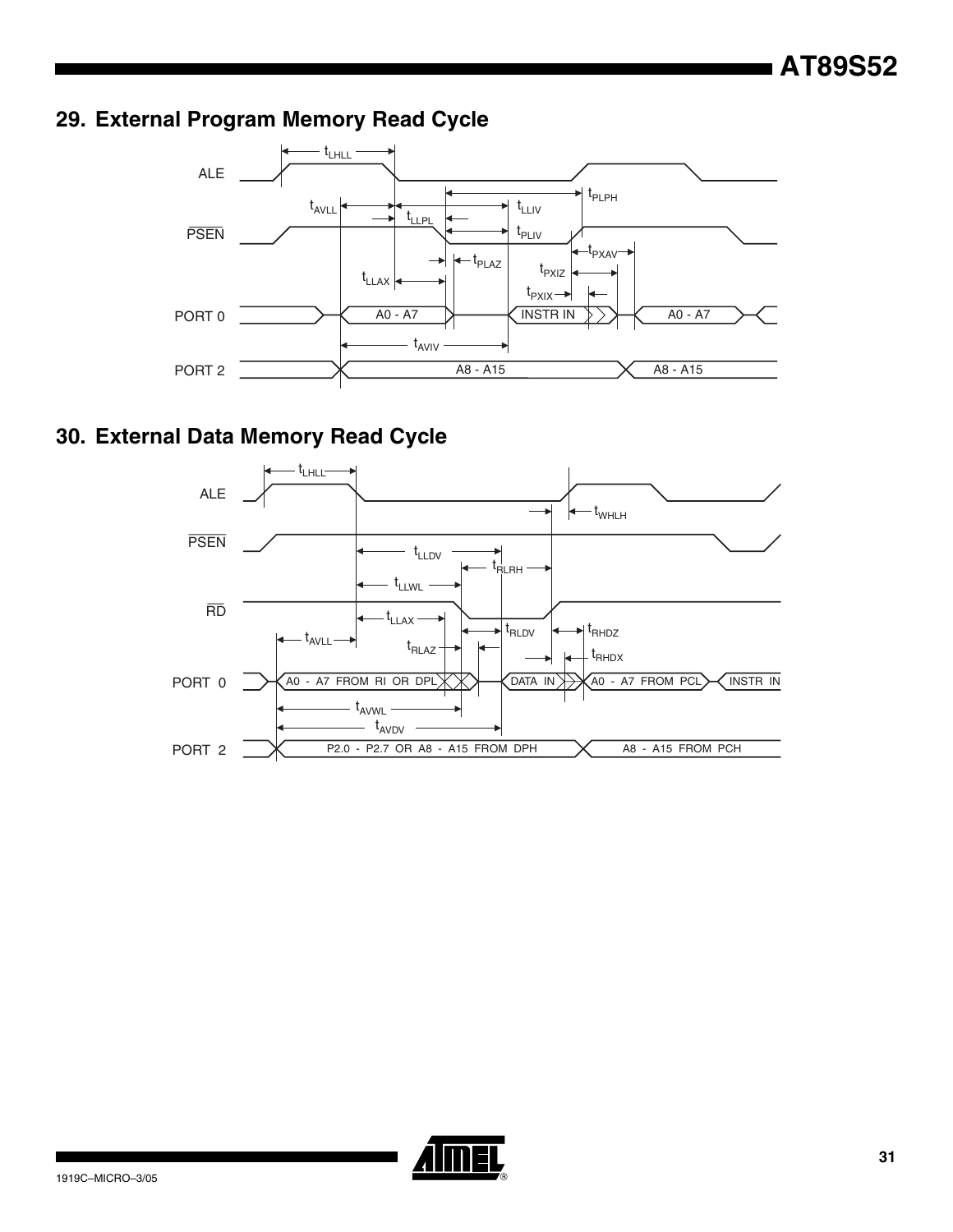## 29. External Program Memory Read Cycle

## 30. External Data Memory Read Cycle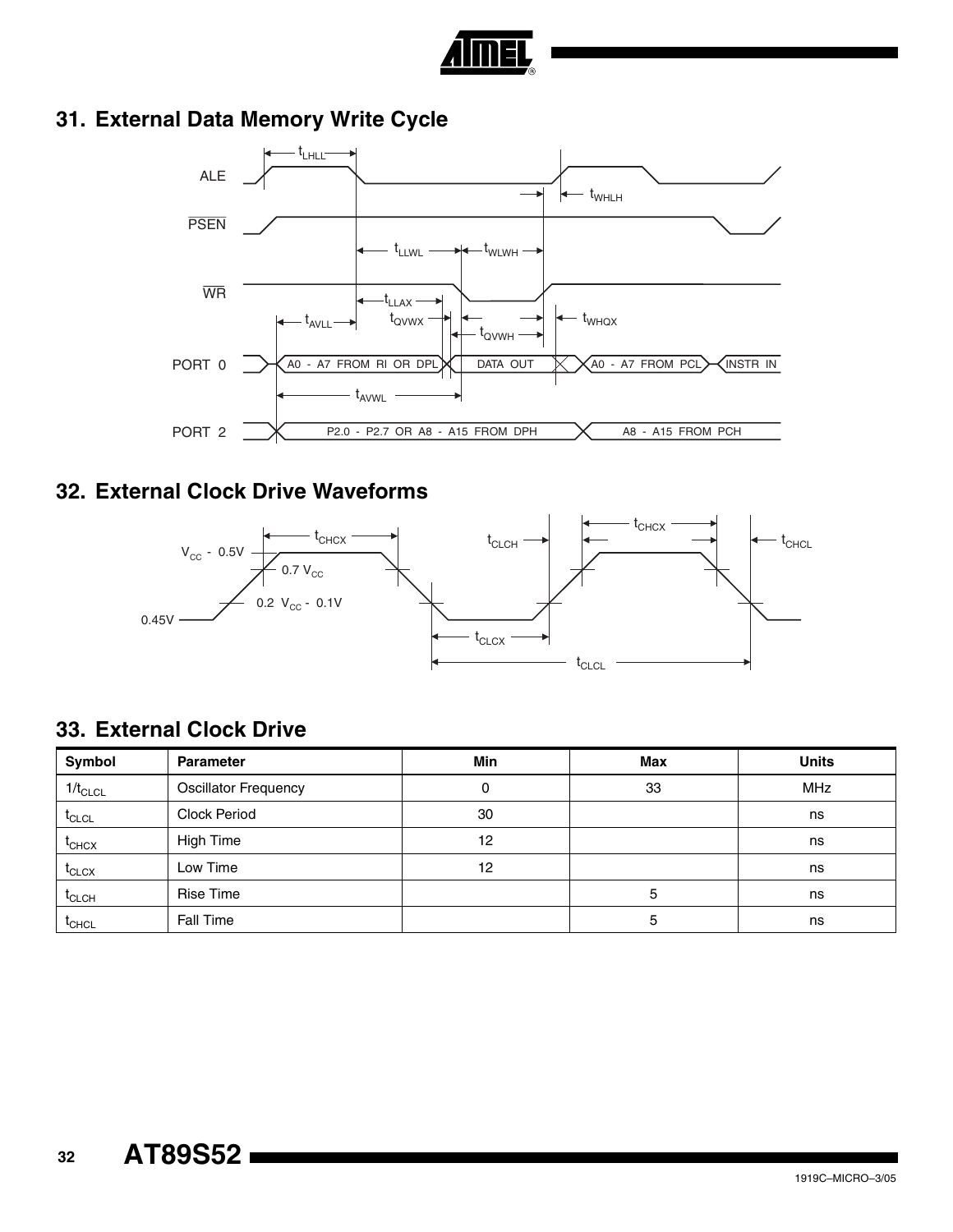## 31. External Data Memory Write Cycle

## 32. External Clock Drive Waveforms

## 33. External Clock Drive

| Symbol | Parameter | Min | Max | Units |
|---|---|---|---|---|
| $1/t_{CLCL}$ | Oscillator Frequency | 0 | 33 | MHz |
| $t_{CLCL}$ | Clock Period | 30 | | ns |
| $t_{CHCX}$ | High Time | 12 | | ns |
| $t_{CLCX}$ | Low Time | 12 | | ns |
| $t_{CLCH}$ | Rise Time | | 5 | ns |
| $t_{CHCL}$ | Fall Time | | 5 | ns |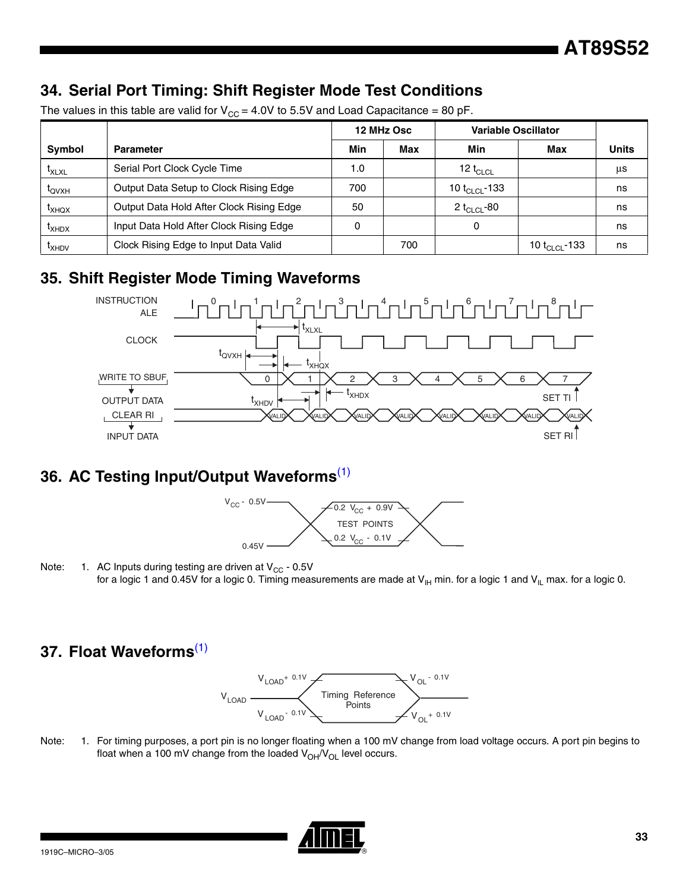## 34. Serial Port Timing: Shift Register Mode Test Conditions

The values in this table are valid for $V_{CC}$ = 4.0V to 5.5V and Load Capacitance = 80 pF.

| Symbol | Parameter | 12 MHz Osc | | Variable Oscillator | | Units |
|---|---|---|---|---|---|---|
| | | Min | Max | Min | Max | |
| $t_{XLXL}$ | Serial Port Clock Cycle Time | 1.0 | | 12 $t_{CLCL}$ | | µs |
| $t_{QVXH}$ | Output Data Setup to Clock Rising Edge | 700 | | 10 $t_{CLCL}$-133 | | ns |
| $t_{XHQX}$ | Output Data Hold After Clock Rising Edge | 50 | | 2 $t_{CLCL}$-80 | | ns |
| $t_{XHDX}$ | Input Data Hold After Clock Rising Edge | 0 | | 0 | | ns |
| $t_{XHDV}$ | Clock Rising Edge to Input Data Valid | | 700 | | 10 $t_{CLCL}$-133 | ns |

## 35. Shift Register Mode Timing Waveforms

## 36. AC Testing Input/Output Waveforms[(1)]

Note: 1. AC Inputs during testing are driven at $V_{CC}$ - 0.5V for a logic 1 and 0.45V for a logic 0. Timing measurements are made at $V_{IH}$ min. for a logic 1 and $V_{IL}$ max. for a logic 0.

## 37. Float Waveforms[(1)]

Note: 1. For timing purposes, a port pin is no longer floating when a 100 mV change from load voltage occurs. A port pin begins to float when a 100 mV change from the loaded $V_{OH}/V_{OL}$ level occurs.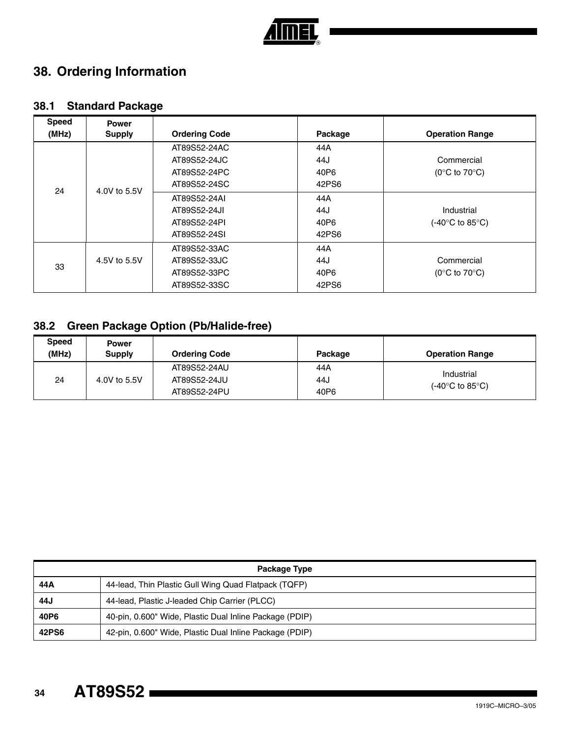# 38. Ordering Information

## 38.1 Standard Package

| Speed (MHz) | Power Supply | Ordering Code | Package | Operation Range |
|---|---|---|---|---|
| 24 | 4.0V to 5.5V | AT89S52-24AC<br>AT89S52-24JC<br>AT89S52-24PC<br>AT89S52-24SC | 44A<br>44J<br>40P6<br>42PS6 | Commercial<br>(0°C to 70°C) |
| | | AT89S52-24AI<br>AT89S52-24JI<br>AT89S52-24PI<br>AT89S52-24SI | 44A<br>44J<br>40P6<br>42PS6 | Industrial<br>(-40°C to 85°C) |
| 33 | 4.5V to 5.5V | AT89S52-33AC<br>AT89S52-33JC<br>AT89S52-33PC<br>AT89S52-33SC | 44A<br>44J<br>40P6<br>42PS6 | Commercial<br>(0°C to 70°C) |

## 38.2 Green Package Option (Pb/Halide-free)

| Speed (MHz) | Power Supply | Ordering Code | Package | Operation Range |
|---|---|---|---|---|
| 24 | 4.0V to 5.5V | AT89S52-24AU<br>AT89S52-24JU<br>AT89S52-24PU | 44A<br>44J<br>40P6 | Industrial<br>(-40°C to 85°C) |

| Package Type | |
|---|---|
| **44A** | 44-lead, Thin Plastic Gull Wing Quad Flatpack (TQFP) |
| **44J** | 44-lead, Plastic J-leaded Chip Carrier (PLCC) |
| **40P6** | 40-pin, 0.600" Wide, Plastic Dual Inline Package (PDIP) |
| **42PS6** | 42-pin, 0.600" Wide, Plastic Dual Inline Package (PDIP) |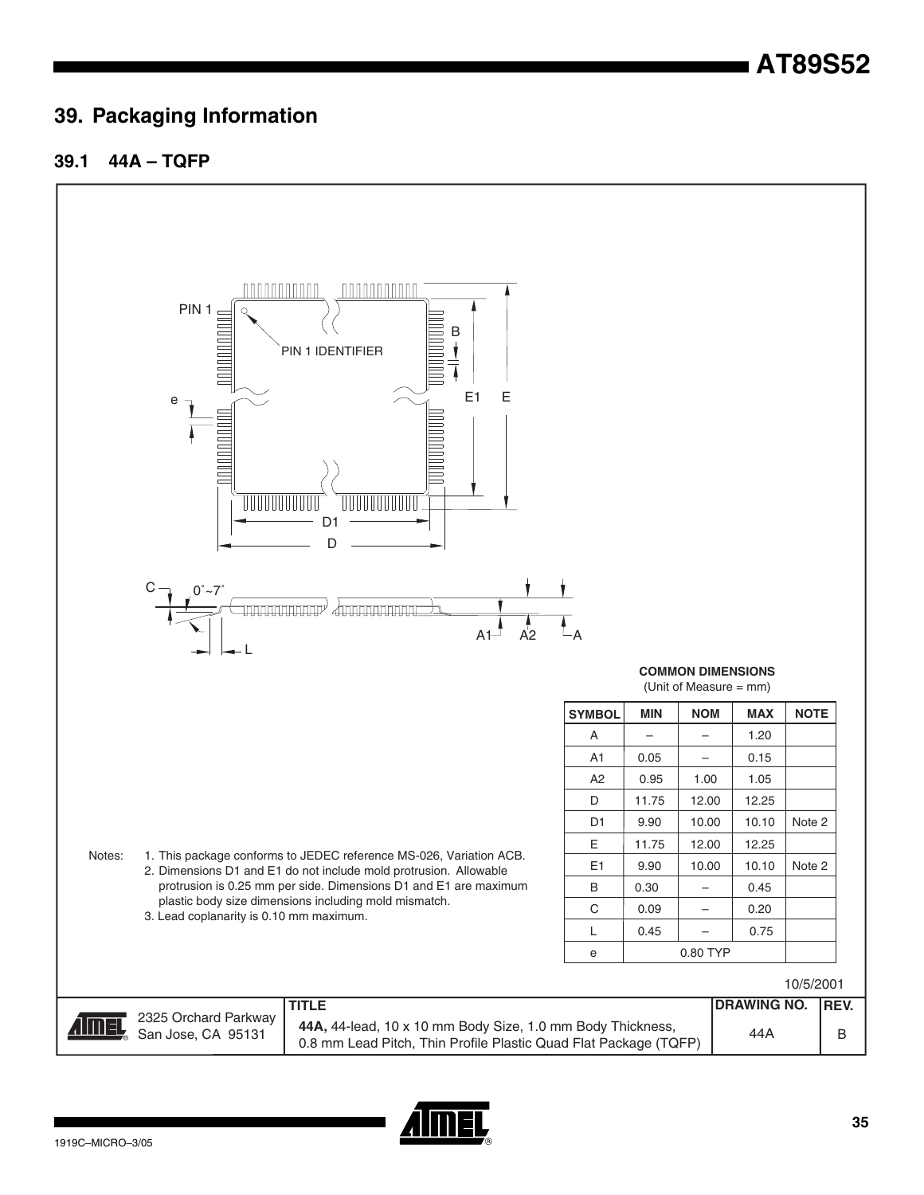# 39. Packaging Information

## 39.1 44A – TQFP

PIN 1

PIN 1 IDENTIFIER

B

e

E1 E

D1

D

C 0˚~7˚

A1 A2 A

L

**COMMON DIMENSIONS**
(Unit of Measure = mm)

| SYMBOL | MIN | NOM | MAX | NOTE |
|---|---|---|---|---|
| A | – | – | 1.20 | |
| A1 | 0.05 | – | 0.15 | |
| A2 | 0.95 | 1.00 | 1.05 | |
| D | 11.75 | 12.00 | 12.25 | |
| D1 | 9.90 | 10.00 | 10.10 | Note 2 |
| E | 11.75 | 12.00 | 12.25 | |
| E1 | 9.90 | 10.00 | 10.10 | Note 2 |
| B | 0.30 | – | 0.45 | |
| C | 0.09 | – | 0.20 | |
| L | 0.45 | – | 0.75 | |
| e | | 0.80 TYP | | |

Notes:
1. This package conforms to JEDEC reference MS-026, Variation ACB.
2. Dimensions D1 and E1 do not include mold protrusion. Allowable protrusion is 0.25 mm per side. Dimensions D1 and E1 are maximum plastic body size dimensions including mold mismatch.
3. Lead coplanarity is 0.10 mm maximum.

10/5/2001

| | TITLE | DRAWING NO. | REV. |
|---|---|---|---|
| 2325 Orchard Parkway San Jose, CA 95131 | **44A,** 44-lead, 10 x 10 mm Body Size, 1.0 mm Body Thickness, 0.8 mm Lead Pitch, Thin Profile Plastic Quad Flat Package (TQFP) | 44A | B |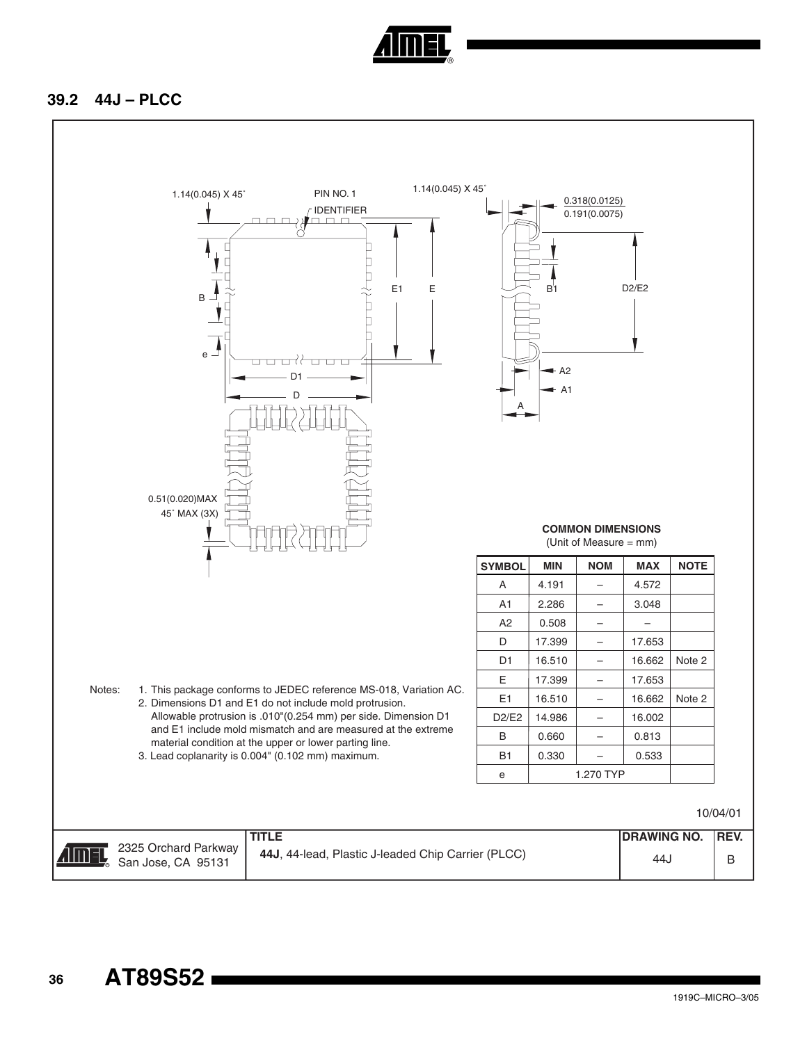## 39.2 44J – PLCC

1.14(0.045) X 45˚

PIN NO. 1 IDENTIFIER

1.14(0.045) X 45˚

0.318(0.0125)
0.191(0.0075)

0.51(0.020)MAX
45˚ MAX (3X)

**COMMON DIMENSIONS**
(Unit of Measure = mm)

| SYMBOL | MIN | NOM | MAX | NOTE |
|---|---|---|---|---|
| A | 4.191 | – | 4.572 | |
| A1 | 2.286 | – | 3.048 | |
| A2 | 0.508 | – | – | |
| D | 17.399 | – | 17.653 | |
| D1 | 16.510 | – | 16.662 | Note 2 |
| E | 17.399 | – | 17.653 | |
| E1 | 16.510 | – | 16.662 | Note 2 |
| D2/E2 | 14.986 | – | 16.002 | |
| B | 0.660 | – | 0.813 | |
| B1 | 0.330 | – | 0.533 | |
| e | | 1.270 TYP | | |

Notes:
1. This package conforms to JEDEC reference MS-018, Variation AC.
2. Dimensions D1 and E1 do not include mold protrusion. Allowable protrusion is .010"(0.254 mm) per side. Dimension D1 and E1 include mold mismatch and are measured at the extreme material condition at the upper or lower parting line.
3. Lead coplanarity is 0.004" (0.102 mm) maximum.

10/04/01

| | TITLE | DRAWING NO. | REV. |
|---|---|---|---|
| 2325 Orchard Parkway San Jose, CA 95131 | **44J**, 44-lead, Plastic J-leaded Chip Carrier (PLCC) | 44J | B |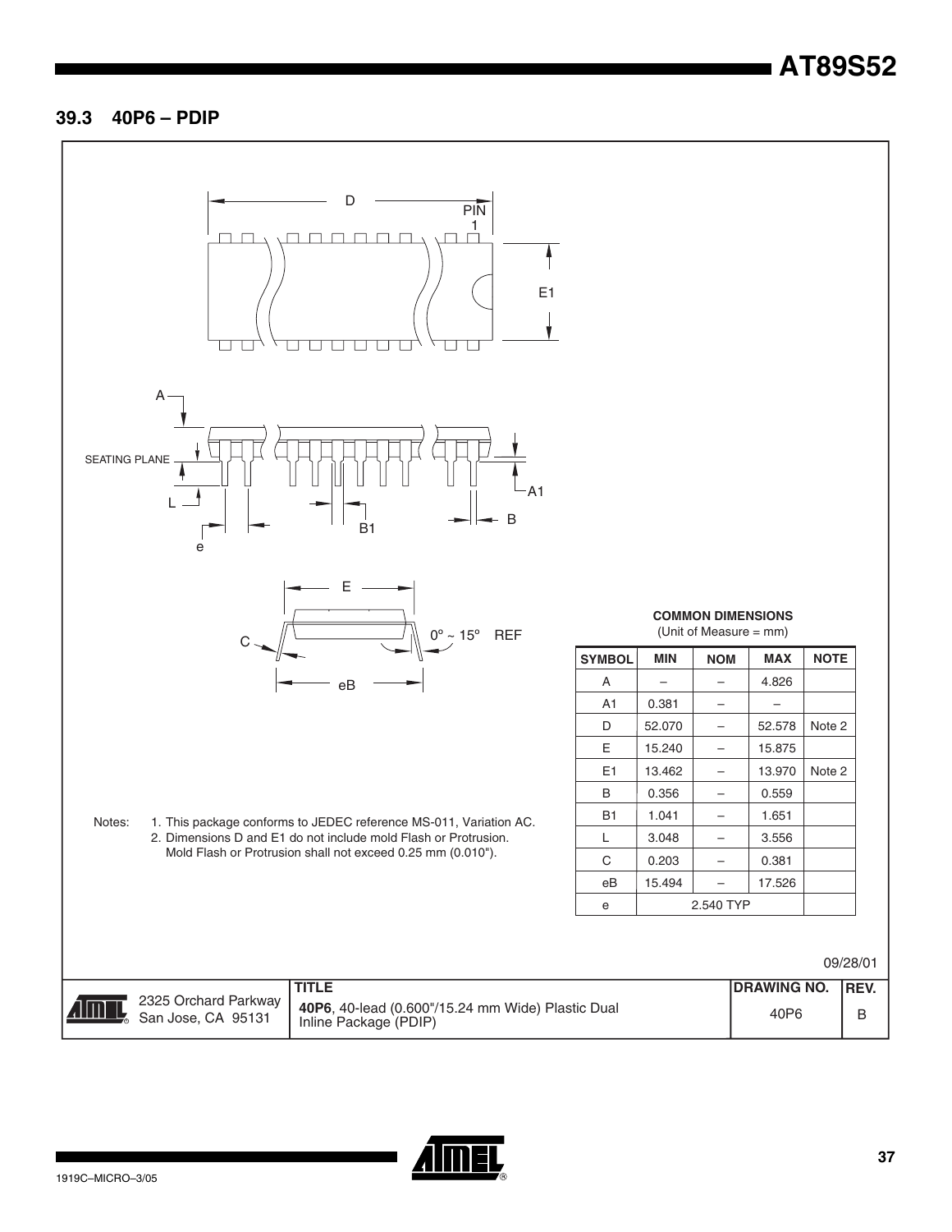## 39.3 40P6 – PDIP

COMMON DIMENSIONS
(Unit of Measure = mm)

| SYMBOL | MIN | NOM | MAX | NOTE |
|---|---|---|---|---|
| A | – | – | 4.826 | |
| A1 | 0.381 | – | – | |
| D | 52.070 | – | 52.578 | Note 2 |
| E | 15.240 | – | 15.875 | |
| E1 | 13.462 | – | 13.970 | Note 2 |
| B | 0.356 | – | 0.559 | |
| B1 | 1.041 | – | 1.651 | |
| L | 3.048 | – | 3.556 | |
| C | 0.203 | – | 0.381 | |
| eB | 15.494 | – | 17.526 | |
| e | 2.540 TYP | | | |

Notes:
1. This package conforms to JEDEC reference MS-011, Variation AC.
2. Dimensions D and E1 do not include mold Flash or Protrusion. Mold Flash or Protrusion shall not exceed 0.25 mm (0.010").

09/28/01

| 2325 Orchard Parkway San Jose, CA 95131 | TITLE **40P6**, 40-lead (0.600"/15.24 mm Wide) Plastic Dual Inline Package (PDIP) | DRAWING NO. 40P6 | REV. B |
|---|---|---|---|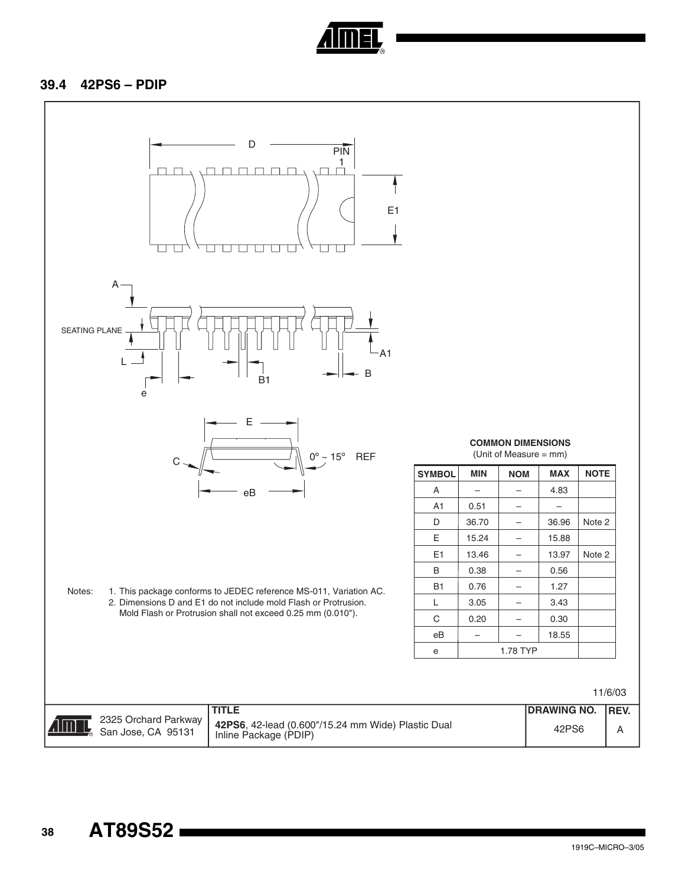## 39.4 42PS6 – PDIP

**COMMON DIMENSIONS**
(Unit of Measure = mm)

| SYMBOL | MIN | NOM | MAX | NOTE |
|---|---|---|---|---|
| A | – | – | 4.83 | |
| A1 | 0.51 | – | – | |
| D | 36.70 | – | 36.96 | Note 2 |
| E | 15.24 | – | 15.88 | |
| E1 | 13.46 | – | 13.97 | Note 2 |
| B | 0.38 | – | 0.56 | |
| B1 | 0.76 | – | 1.27 | |
| L | 3.05 | – | 3.43 | |
| C | 0.20 | – | 0.30 | |
| eB | – | – | 18.55 | |
| e | 1.78 TYP | | | |

Notes:
1. This package conforms to JEDEC reference MS-011, Variation AC.
2. Dimensions D and E1 do not include mold Flash or Protrusion. Mold Flash or Protrusion shall not exceed 0.25 mm (0.010").

11/6/03

| | TITLE | DRAWING NO. | REV. |
|---|---|---|---|
| 2325 Orchard Parkway San Jose, CA 95131 | **42PS6**, 42-lead (0.600"/15.24 mm Wide) Plastic Dual Inline Package (PDIP) | 42PS6 | A |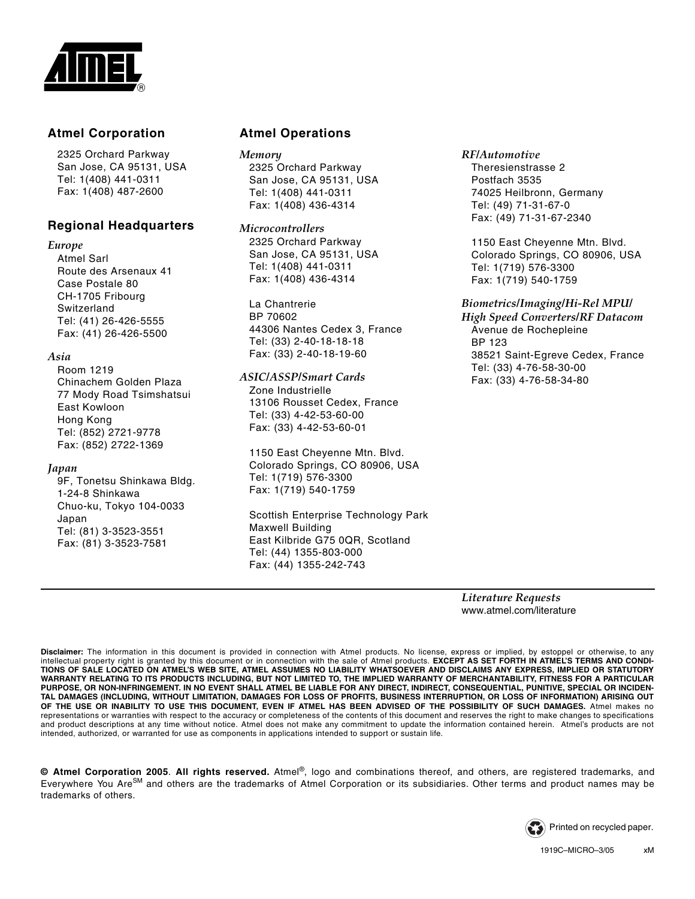## Atmel Corporation

2325 Orchard Parkway
San Jose, CA 95131, USA
Tel: 1(408) 441-0311
Fax: 1(408) 487-2600

## Regional Headquarters

*Europe*
Atmel Sarl
Route des Arsenaux 41
Case Postale 80
CH-1705 Fribourg
Switzerland
Tel: (41) 26-426-5555
Fax: (41) 26-426-5500

*Asia*
Room 1219
Chinachem Golden Plaza
77 Mody Road Tsimshatsui
East Kowloon
Hong Kong
Tel: (852) 2721-9778
Fax: (852) 2722-1369

*Japan*
9F, Tonetsu Shinkawa Bldg.
1-24-8 Shinkawa
Chuo-ku, Tokyo 104-0033
Japan
Tel: (81) 3-3523-3551
Fax: (81) 3-3523-7581

## Atmel Operations

*Memory*
2325 Orchard Parkway
San Jose, CA 95131, USA
Tel: 1(408) 441-0311
Fax: 1(408) 436-4314

*Microcontrollers*
2325 Orchard Parkway
San Jose, CA 95131, USA
Tel: 1(408) 441-0311
Fax: 1(408) 436-4314

La Chantrerie
BP 70602
44306 Nantes Cedex 3, France
Tel: (33) 2-40-18-18-18
Fax: (33) 2-40-18-19-60

*ASIC/ASSP/Smart Cards*
Zone Industrielle
13106 Rousset Cedex, France
Tel: (33) 4-42-53-60-00
Fax: (33) 4-42-53-60-01

1150 East Cheyenne Mtn. Blvd.
Colorado Springs, CO 80906, USA
Tel: 1(719) 576-3300
Fax: 1(719) 540-1759

Scottish Enterprise Technology Park
Maxwell Building
East Kilbride G75 0QR, Scotland
Tel: (44) 1355-803-000
Fax: (44) 1355-242-743

*RF/Automotive*
Theresienstrasse 2
Postfach 3535
74025 Heilbronn, Germany
Tel: (49) 71-31-67-0
Fax: (49) 71-31-67-2340

1150 East Cheyenne Mtn. Blvd.
Colorado Springs, CO 80906, USA
Tel: 1(719) 576-3300
Fax: 1(719) 540-1759

*Biometrics/Imaging/Hi-Rel MPU/*
*High Speed Converters/RF Datacom*
Avenue de Rochepleine
BP 123
38521 Saint-Egreve Cedex, France
Tel: (33) 4-76-58-30-00
Fax: (33) 4-76-58-34-80

*Literature Requests*
www.atmel.com/literature

**Disclaimer:** The information in this document is provided in connection with Atmel products. No license, express or implied, by estoppel or otherwise, to any intellectual property right is granted by this document or in connection with the sale of Atmel products. **EXCEPT AS SET FORTH IN ATMEL'S TERMS AND CONDITIONS OF SALE LOCATED ON ATMEL'S WEB SITE, ATMEL ASSUMES NO LIABILITY WHATSOEVER AND DISCLAIMS ANY EXPRESS, IMPLIED OR STATUTORY WARRANTY RELATING TO ITS PRODUCTS INCLUDING, BUT NOT LIMITED TO, THE IMPLIED WARRANTY OF MERCHANTABILITY, FITNESS FOR A PARTICULAR PURPOSE, OR NON-INFRINGEMENT. IN NO EVENT SHALL ATMEL BE LIABLE FOR ANY DIRECT, INDIRECT, CONSEQUENTIAL, PUNITIVE, SPECIAL OR INCIDENTAL DAMAGES (INCLUDING, WITHOUT LIMITATION, DAMAGES FOR LOSS OF PROFITS, BUSINESS INTERRUPTION, OR LOSS OF INFORMATION) ARISING OUT OF THE USE OR INABILITY TO USE THIS DOCUMENT, EVEN IF ATMEL HAS BEEN ADVISED OF THE POSSIBILITY OF SUCH DAMAGES.** Atmel makes no representations or warranties with respect to the accuracy or completeness of the contents of this document and reserves the right to make changes to specifications and product descriptions at any time without notice. Atmel does not make any commitment to update the information contained herein. Atmel's products are not intended, authorized, or warranted for use as components in applications intended to support or sustain life.

**© Atmel Corporation 2005**. **All rights reserved.** Atmel®, logo and combinations thereof, and others, are registered trademarks, and Everywhere You Are℠ and others are the trademarks of Atmel Corporation or its subsidiaries. Other terms and product names may be trademarks of others.

Printed on recycled paper.

1919C–MICRO–3/05 xM